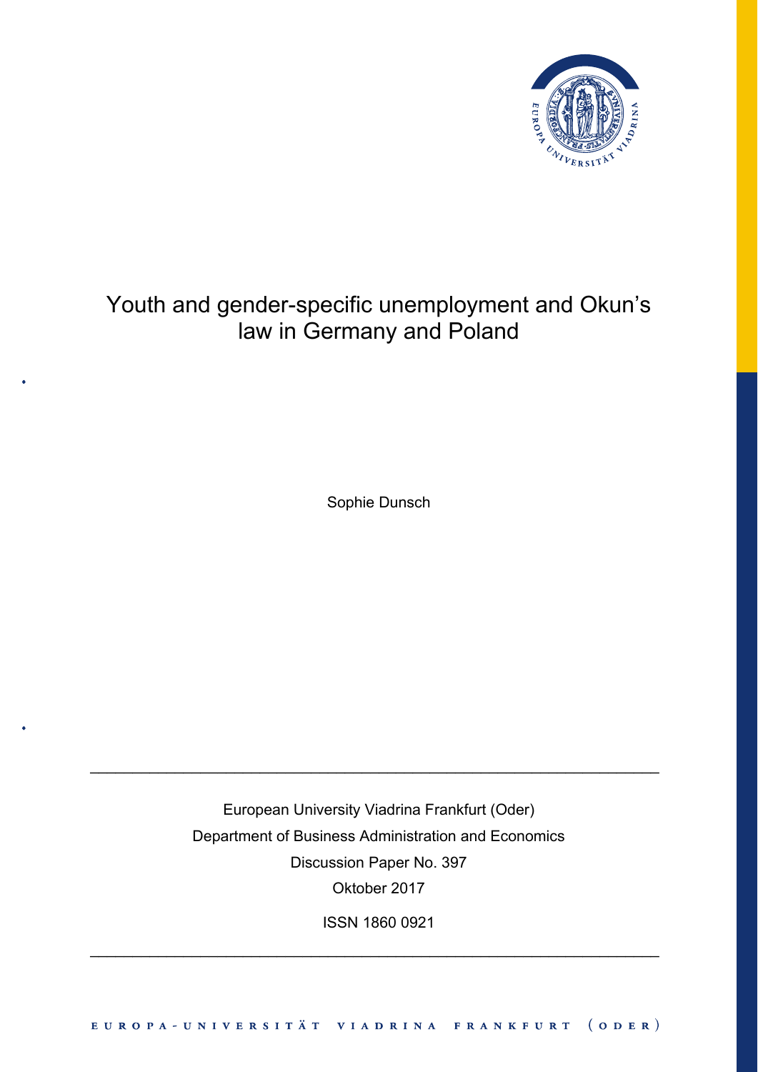# Youth and gender-specific unemployment and Okun's law in Germany and Poland

Sophie Dunsch

---

European University Viadrina Frankfurt (Oder)

Department of Business Administration and Economics

Discussion Paper No. 397

Oktober 2017

ISSN 1860 0921

---

EUROPA-UNIVERSITÄT VIADRINA FRANKFURT (ODER)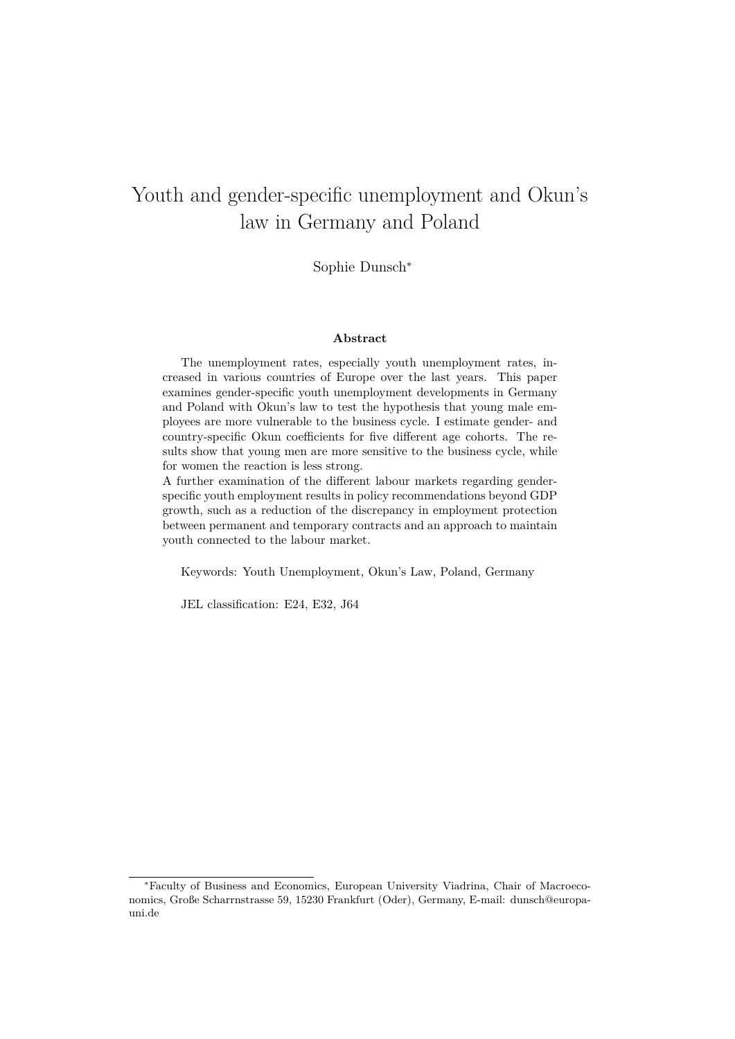# Youth and gender-specific unemployment and Okun's law in Germany and Poland

Sophie Dunsch*

**Abstract**

The unemployment rates, especially youth unemployment rates, increased in various countries of Europe over the last years. This paper examines gender-specific youth unemployment developments in Germany and Poland with Okun's law to test the hypothesis that young male employees are more vulnerable to the business cycle. I estimate gender- and country-specific Okun coefficients for five different age cohorts. The results show that young men are more sensitive to the business cycle, while for women the reaction is less strong.

A further examination of the different labour markets regarding gender-specific youth employment results in policy recommendations beyond GDP growth, such as a reduction of the discrepancy in employment protection between permanent and temporary contracts and an approach to maintain youth connected to the labour market.

Keywords: Youth Unemployment, Okun's Law, Poland, Germany

JEL classification: E24, E32, J64

---

*Faculty of Business and Economics, European University Viadrina, Chair of Macroeconomics, Große Scharrnstrasse 59, 15230 Frankfurt (Oder), Germany, E-mail: dunsch@europa-uni.de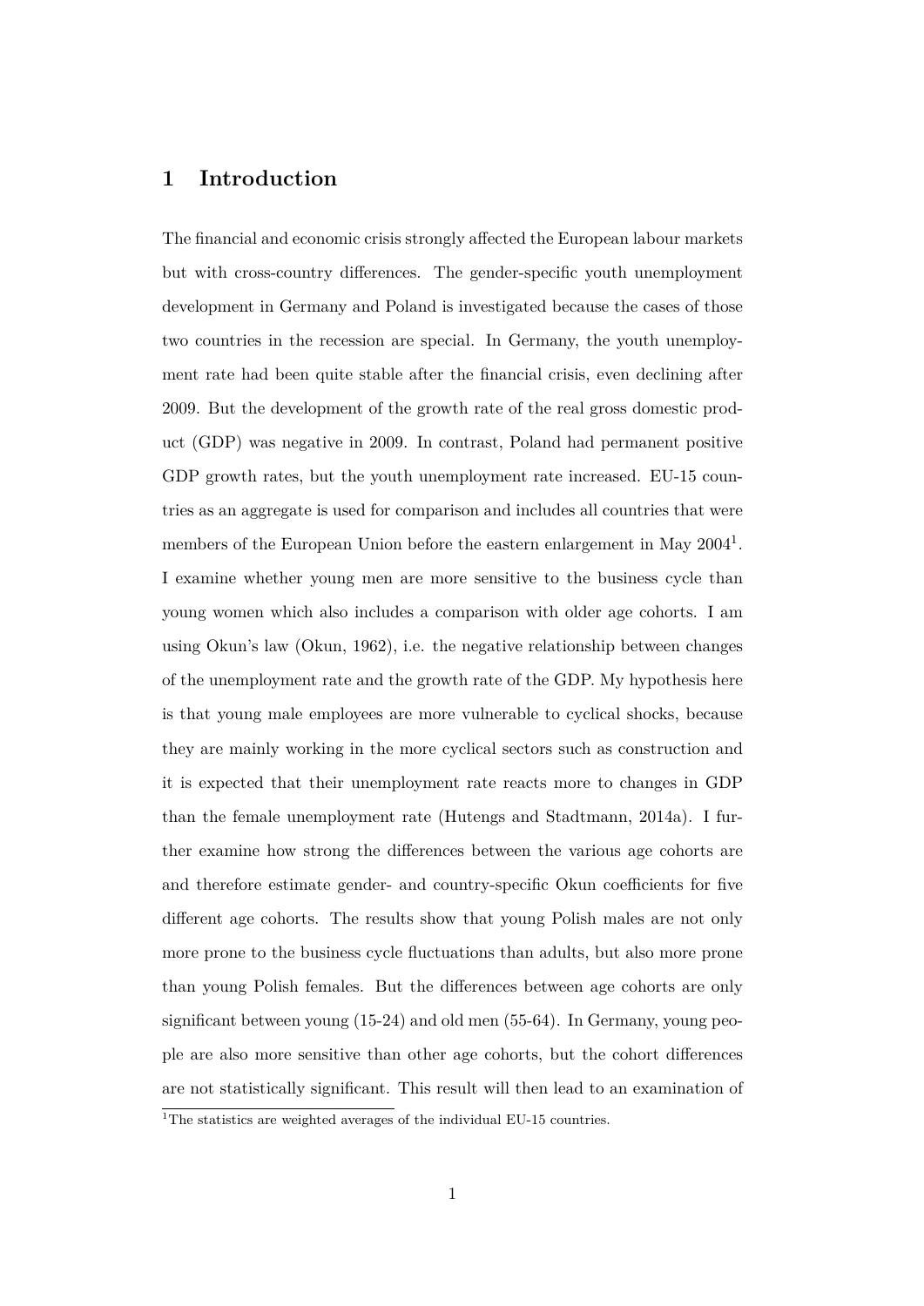# 1 Introduction

The financial and economic crisis strongly affected the European labour markets but with cross-country differences. The gender-specific youth unemployment development in Germany and Poland is investigated because the cases of those two countries in the recession are special. In Germany, the youth unemployment rate had been quite stable after the financial crisis, even declining after 2009. But the development of the growth rate of the real gross domestic product (GDP) was negative in 2009. In contrast, Poland had permanent positive GDP growth rates, but the youth unemployment rate increased. EU-15 countries as an aggregate is used for comparison and includes all countries that were members of the European Union before the eastern enlargement in May 2004[1]. I examine whether young men are more sensitive to the business cycle than young women which also includes a comparison with older age cohorts. I am using Okun's law (Okun, 1962), i.e. the negative relationship between changes of the unemployment rate and the growth rate of the GDP. My hypothesis here is that young male employees are more vulnerable to cyclical shocks, because they are mainly working in the more cyclical sectors such as construction and it is expected that their unemployment rate reacts more to changes in GDP than the female unemployment rate (Hutengs and Stadtmann, 2014a). I further examine how strong the differences between the various age cohorts are and therefore estimate gender- and country-specific Okun coefficients for five different age cohorts. The results show that young Polish males are not only more prone to the business cycle fluctuations than adults, but also more prone than young Polish females. But the differences between age cohorts are only significant between young (15-24) and old men (55-64). In Germany, young people are also more sensitive than other age cohorts, but the cohort differences are not statistically significant. This result will then lead to an examination of

[1] The statistics are weighted averages of the individual EU-15 countries.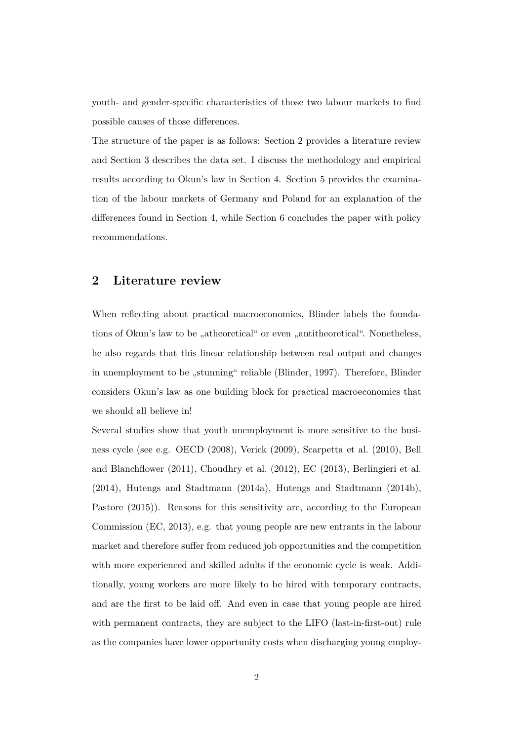youth- and gender-specific characteristics of those two labour markets to find possible causes of those differences.

The structure of the paper is as follows: Section 2 provides a literature review and Section 3 describes the data set. I discuss the methodology and empirical results according to Okun's law in Section 4. Section 5 provides the examination of the labour markets of Germany and Poland for an explanation of the differences found in Section 4, while Section 6 concludes the paper with policy recommendations.

## 2 Literature review

When reflecting about practical macroeconomics, Blinder labels the foundations of Okun's law to be „atheoretical" or even „antitheoretical". Nonetheless, he also regards that this linear relationship between real output and changes in unemployment to be „stunning" reliable (Blinder, 1997). Therefore, Blinder considers Okun's law as one building block for practical macroeconomics that we should all believe in!

Several studies show that youth unemployment is more sensitive to the business cycle (see e.g. OECD (2008), Verick (2009), Scarpetta et al. (2010), Bell and Blanchflower (2011), Choudhry et al. (2012), EC (2013), Berlingieri et al. (2014), Hutengs and Stadtmann (2014a), Hutengs and Stadtmann (2014b), Pastore (2015)). Reasons for this sensitivity are, according to the European Commission (EC, 2013), e.g. that young people are new entrants in the labour market and therefore suffer from reduced job opportunities and the competition with more experienced and skilled adults if the economic cycle is weak. Additionally, young workers are more likely to be hired with temporary contracts, and are the first to be laid off. And even in case that young people are hired with permanent contracts, they are subject to the LIFO (last-in-first-out) rule as the companies have lower opportunity costs when discharging young employ-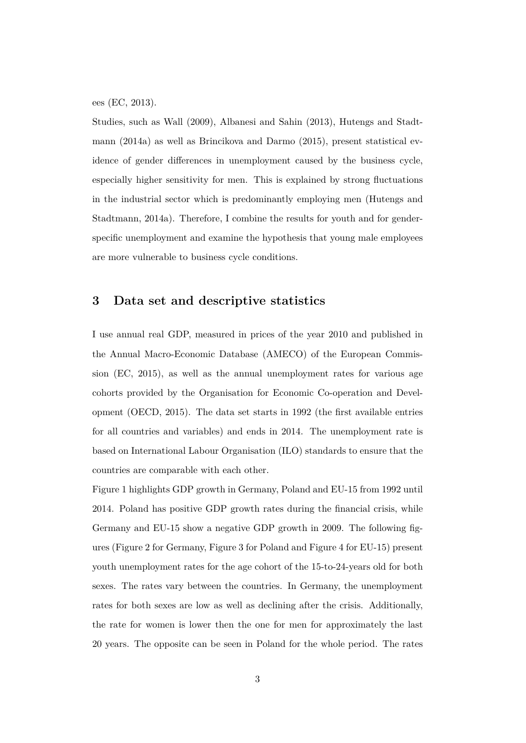ees (EC, 2013).

Studies, such as Wall (2009), Albanesi and Sahin (2013), Hutengs and Stadtmann (2014a) as well as Brincikova and Darmo (2015), present statistical evidence of gender differences in unemployment caused by the business cycle, especially higher sensitivity for men. This is explained by strong fluctuations in the industrial sector which is predominantly employing men (Hutengs and Stadtmann, 2014a). Therefore, I combine the results for youth and for gender-specific unemployment and examine the hypothesis that young male employees are more vulnerable to business cycle conditions.

## 3 Data set and descriptive statistics

I use annual real GDP, measured in prices of the year 2010 and published in the Annual Macro-Economic Database (AMECO) of the European Commission (EC, 2015), as well as the annual unemployment rates for various age cohorts provided by the Organisation for Economic Co-operation and Development (OECD, 2015). The data set starts in 1992 (the first available entries for all countries and variables) and ends in 2014. The unemployment rate is based on International Labour Organisation (ILO) standards to ensure that the countries are comparable with each other.

Figure 1 highlights GDP growth in Germany, Poland and EU-15 from 1992 until 2014. Poland has positive GDP growth rates during the financial crisis, while Germany and EU-15 show a negative GDP growth in 2009. The following figures (Figure 2 for Germany, Figure 3 for Poland and Figure 4 for EU-15) present youth unemployment rates for the age cohort of the 15-to-24-years old for both sexes. The rates vary between the countries. In Germany, the unemployment rates for both sexes are low as well as declining after the crisis. Additionally, the rate for women is lower then the one for men for approximately the last 20 years. The opposite can be seen in Poland for the whole period. The rates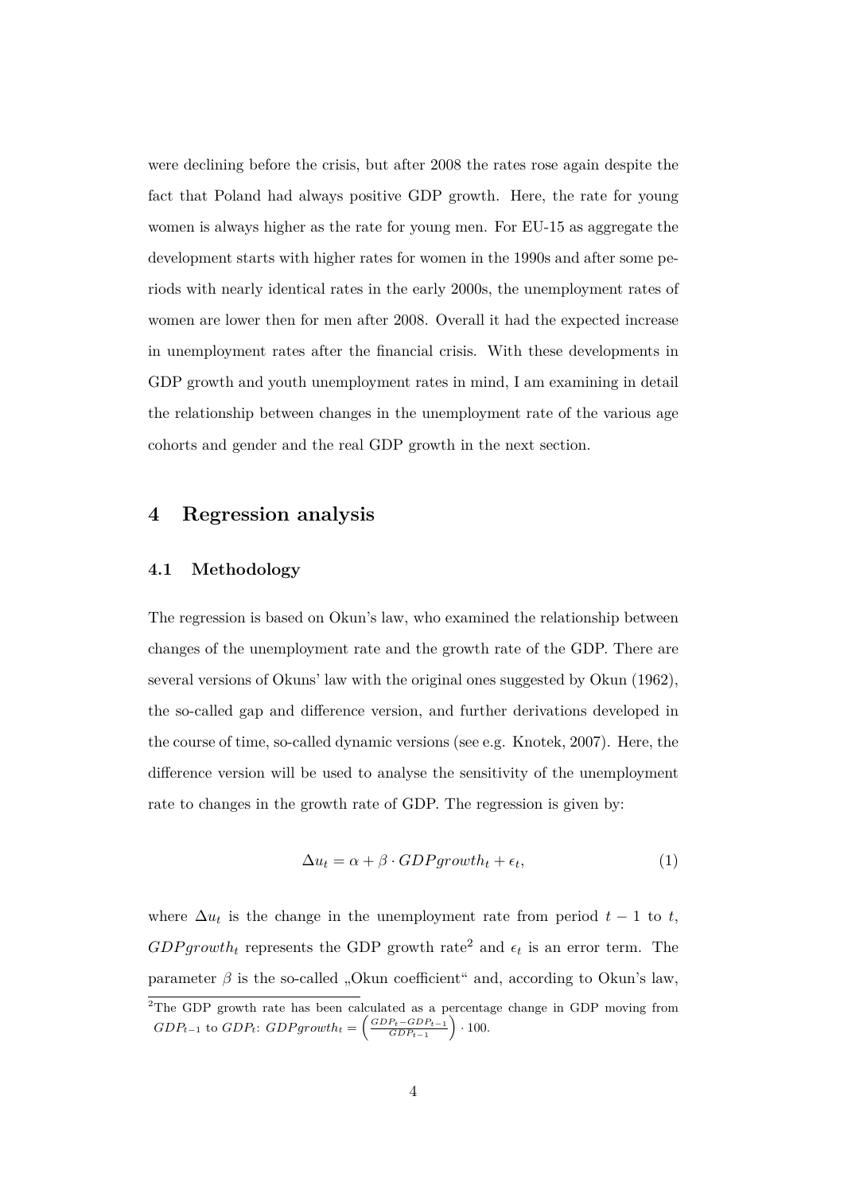were declining before the crisis, but after 2008 the rates rose again despite the fact that Poland had always positive GDP growth. Here, the rate for young women is always higher as the rate for young men. For EU-15 as aggregate the development starts with higher rates for women in the 1990s and after some periods with nearly identical rates in the early 2000s, the unemployment rates of women are lower then for men after 2008. Overall it had the expected increase in unemployment rates after the financial crisis. With these developments in GDP growth and youth unemployment rates in mind, I am examining in detail the relationship between changes in the unemployment rate of the various age cohorts and gender and the real GDP growth in the next section.

## 4 Regression analysis

### 4.1 Methodology

The regression is based on Okun's law, who examined the relationship between changes of the unemployment rate and the growth rate of the GDP. There are several versions of Okuns' law with the original ones suggested by Okun (1962), the so-called gap and difference version, and further derivations developed in the course of time, so-called dynamic versions (see e.g. Knotek, 2007). Here, the difference version will be used to analyse the sensitivity of the unemployment rate to changes in the growth rate of GDP. The regression is given by:

$$\Delta u_t = \alpha + \beta \cdot GDPgrowth_t + \epsilon_t, \tag{1}$$

where $\Delta u_t$ is the change in the unemployment rate from period $t-1$ to $t$, $GDPgrowth_t$ represents the GDP growth rate[2] and $\epsilon_t$ is an error term. The parameter $\beta$ is the so-called „Okun coefficient" and, according to Okun's law,

[2] The GDP growth rate has been calculated as a percentage change in GDP moving from $GDP_{t-1}$ to $GDP_t$: $GDPgrowth_t = \left(\frac{GDP_t - GDP_{t-1}}{GDP_{t-1}}\right) \cdot 100$.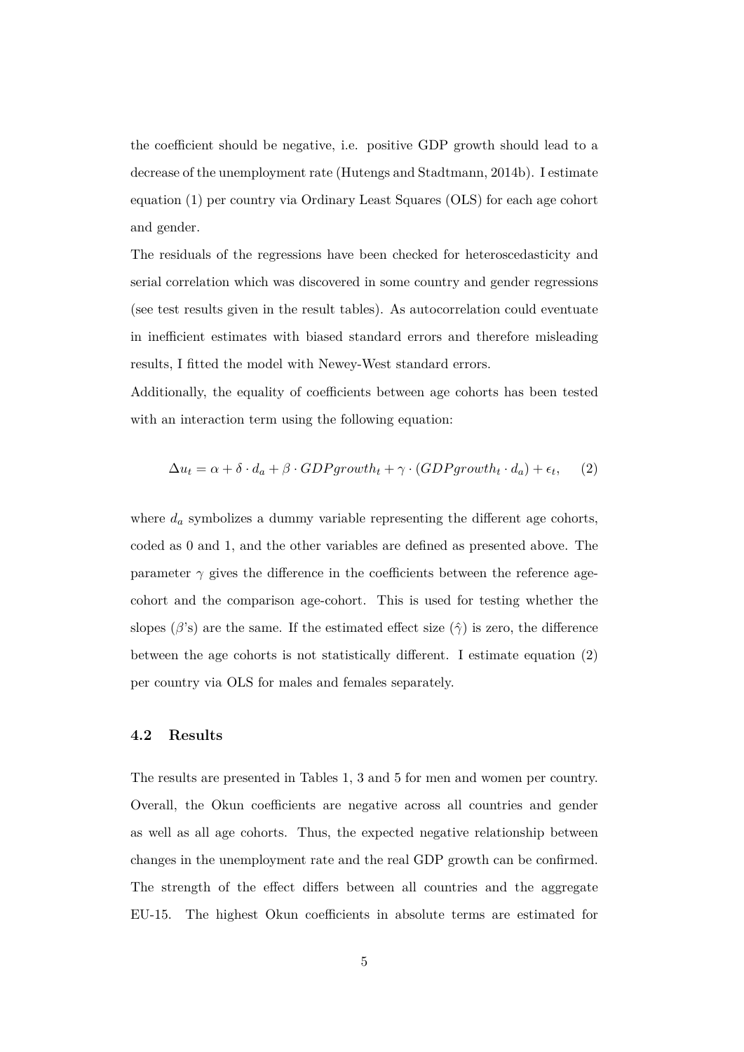the coefficient should be negative, i.e. positive GDP growth should lead to a decrease of the unemployment rate (Hutengs and Stadtmann, 2014b). I estimate equation (1) per country via Ordinary Least Squares (OLS) for each age cohort and gender.

The residuals of the regressions have been checked for heteroscedasticity and serial correlation which was discovered in some country and gender regressions (see test results given in the result tables). As autocorrelation could eventuate in inefficient estimates with biased standard errors and therefore misleading results, I fitted the model with Newey-West standard errors.

Additionally, the equality of coefficients between age cohorts has been tested with an interaction term using the following equation:

$$\Delta u_t = \alpha + \delta \cdot d_a + \beta \cdot GDPgrowth_t + \gamma \cdot (GDPgrowth_t \cdot d_a) + \epsilon_t, \qquad (2)$$

where $d_a$ symbolizes a dummy variable representing the different age cohorts, coded as 0 and 1, and the other variables are defined as presented above. The parameter $\gamma$ gives the difference in the coefficients between the reference age-cohort and the comparison age-cohort. This is used for testing whether the slopes ($\beta$'s) are the same. If the estimated effect size ($\hat{\gamma}$) is zero, the difference between the age cohorts is not statistically different. I estimate equation (2) per country via OLS for males and females separately.

### 4.2 Results

The results are presented in Tables 1, 3 and 5 for men and women per country. Overall, the Okun coefficients are negative across all countries and gender as well as all age cohorts. Thus, the expected negative relationship between changes in the unemployment rate and the real GDP growth can be confirmed. The strength of the effect differs between all countries and the aggregate EU-15. The highest Okun coefficients in absolute terms are estimated for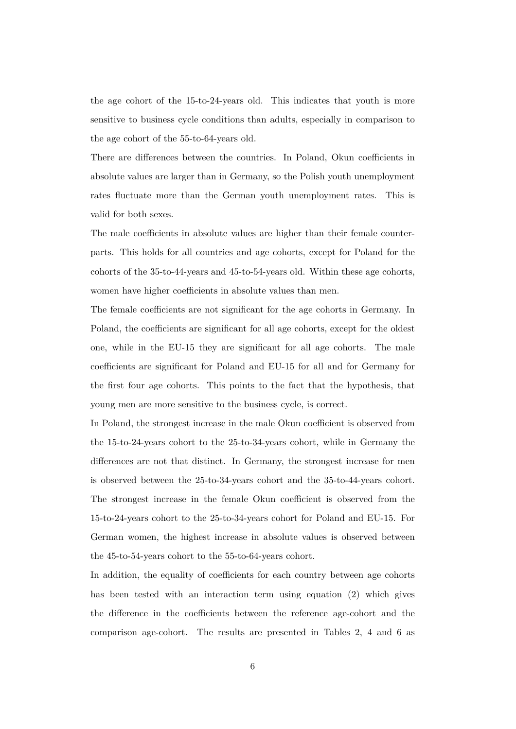the age cohort of the 15-to-24-years old. This indicates that youth is more sensitive to business cycle conditions than adults, especially in comparison to the age cohort of the 55-to-64-years old.

There are differences between the countries. In Poland, Okun coefficients in absolute values are larger than in Germany, so the Polish youth unemployment rates fluctuate more than the German youth unemployment rates. This is valid for both sexes.

The male coefficients in absolute values are higher than their female counterparts. This holds for all countries and age cohorts, except for Poland for the cohorts of the 35-to-44-years and 45-to-54-years old. Within these age cohorts, women have higher coefficients in absolute values than men.

The female coefficients are not significant for the age cohorts in Germany. In Poland, the coefficients are significant for all age cohorts, except for the oldest one, while in the EU-15 they are significant for all age cohorts. The male coefficients are significant for Poland and EU-15 for all and for Germany for the first four age cohorts. This points to the fact that the hypothesis, that young men are more sensitive to the business cycle, is correct.

In Poland, the strongest increase in the male Okun coefficient is observed from the 15-to-24-years cohort to the 25-to-34-years cohort, while in Germany the differences are not that distinct. In Germany, the strongest increase for men is observed between the 25-to-34-years cohort and the 35-to-44-years cohort. The strongest increase in the female Okun coefficient is observed from the 15-to-24-years cohort to the 25-to-34-years cohort for Poland and EU-15. For German women, the highest increase in absolute values is observed between the 45-to-54-years cohort to the 55-to-64-years cohort.

In addition, the equality of coefficients for each country between age cohorts has been tested with an interaction term using equation (2) which gives the difference in the coefficients between the reference age-cohort and the comparison age-cohort. The results are presented in Tables 2, 4 and 6 as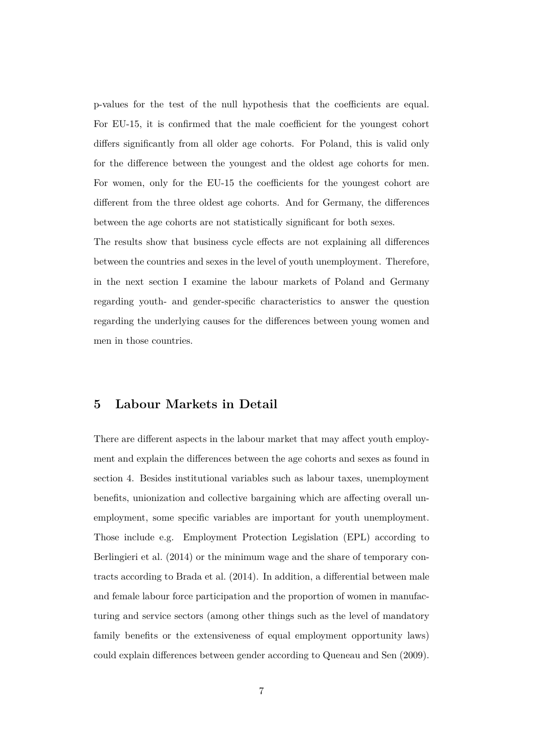p-values for the test of the null hypothesis that the coefficients are equal. For EU-15, it is confirmed that the male coefficient for the youngest cohort differs significantly from all older age cohorts. For Poland, this is valid only for the difference between the youngest and the oldest age cohorts for men. For women, only for the EU-15 the coefficients for the youngest cohort are different from the three oldest age cohorts. And for Germany, the differences between the age cohorts are not statistically significant for both sexes.

The results show that business cycle effects are not explaining all differences between the countries and sexes in the level of youth unemployment. Therefore, in the next section I examine the labour markets of Poland and Germany regarding youth- and gender-specific characteristics to answer the question regarding the underlying causes for the differences between young women and men in those countries.

## 5 Labour Markets in Detail

There are different aspects in the labour market that may affect youth employment and explain the differences between the age cohorts and sexes as found in section 4. Besides institutional variables such as labour taxes, unemployment benefits, unionization and collective bargaining which are affecting overall unemployment, some specific variables are important for youth unemployment. Those include e.g. Employment Protection Legislation (EPL) according to Berlingieri et al. (2014) or the minimum wage and the share of temporary contracts according to Brada et al. (2014). In addition, a differential between male and female labour force participation and the proportion of women in manufacturing and service sectors (among other things such as the level of mandatory family benefits or the extensiveness of equal employment opportunity laws) could explain differences between gender according to Queneau and Sen (2009).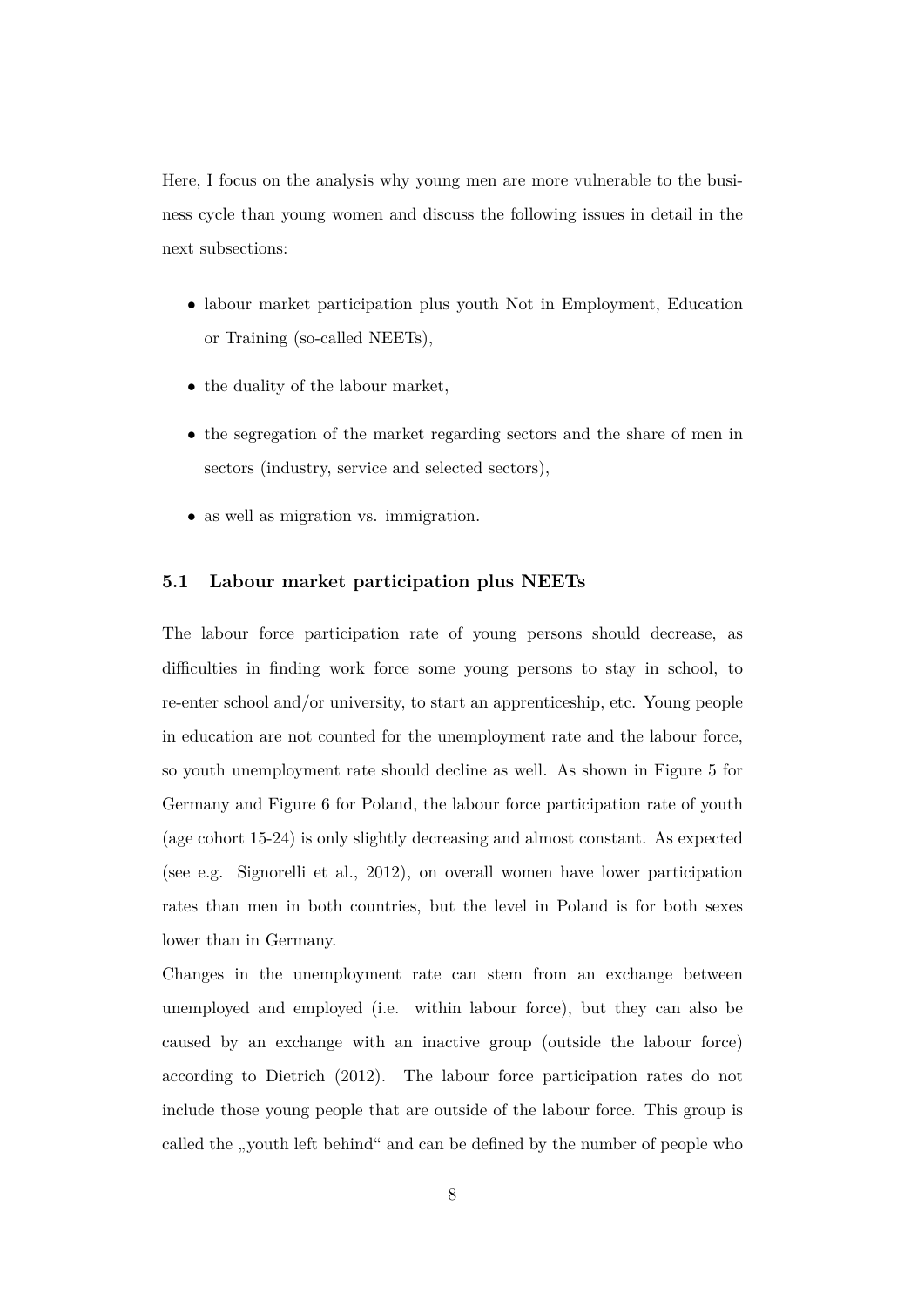Here, I focus on the analysis why young men are more vulnerable to the business cycle than young women and discuss the following issues in detail in the next subsections:

- labour market participation plus youth Not in Employment, Education or Training (so-called NEETs),
- the duality of the labour market,
- the segregation of the market regarding sectors and the share of men in sectors (industry, service and selected sectors),
- as well as migration vs. immigration.

### 5.1 Labour market participation plus NEETs

The labour force participation rate of young persons should decrease, as difficulties in finding work force some young persons to stay in school, to re-enter school and/or university, to start an apprenticeship, etc. Young people in education are not counted for the unemployment rate and the labour force, so youth unemployment rate should decline as well. As shown in Figure 5 for Germany and Figure 6 for Poland, the labour force participation rate of youth (age cohort 15-24) is only slightly decreasing and almost constant. As expected (see e.g. Signorelli et al., 2012), on overall women have lower participation rates than men in both countries, but the level in Poland is for both sexes lower than in Germany.

Changes in the unemployment rate can stem from an exchange between unemployed and employed (i.e. within labour force), but they can also be caused by an exchange with an inactive group (outside the labour force) according to Dietrich (2012). The labour force participation rates do not include those young people that are outside of the labour force. This group is called the „youth left behind“ and can be defined by the number of people who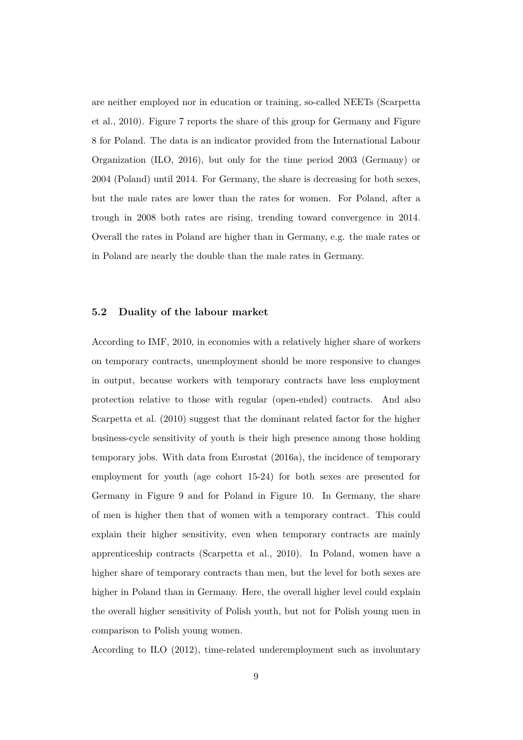are neither employed nor in education or training, so-called NEETs (Scarpetta et al., 2010). Figure 7 reports the share of this group for Germany and Figure 8 for Poland. The data is an indicator provided from the International Labour Organization (ILO, 2016), but only for the time period 2003 (Germany) or 2004 (Poland) until 2014. For Germany, the share is decreasing for both sexes, but the male rates are lower than the rates for women. For Poland, after a trough in 2008 both rates are rising, trending toward convergence in 2014. Overall the rates in Poland are higher than in Germany, e.g. the male rates or in Poland are nearly the double than the male rates in Germany.

### 5.2 Duality of the labour market

According to IMF, 2010, in economies with a relatively higher share of workers on temporary contracts, unemployment should be more responsive to changes in output, because workers with temporary contracts have less employment protection relative to those with regular (open-ended) contracts. And also Scarpetta et al. (2010) suggest that the dominant related factor for the higher business-cycle sensitivity of youth is their high presence among those holding temporary jobs. With data from Eurostat (2016a), the incidence of temporary employment for youth (age cohort 15-24) for both sexes are presented for Germany in Figure 9 and for Poland in Figure 10. In Germany, the share of men is higher then that of women with a temporary contract. This could explain their higher sensitivity, even when temporary contracts are mainly apprenticeship contracts (Scarpetta et al., 2010). In Poland, women have a higher share of temporary contracts than men, but the level for both sexes are higher in Poland than in Germany. Here, the overall higher level could explain the overall higher sensitivity of Polish youth, but not for Polish young men in comparison to Polish young women.

According to ILO (2012), time-related underemployment such as involuntary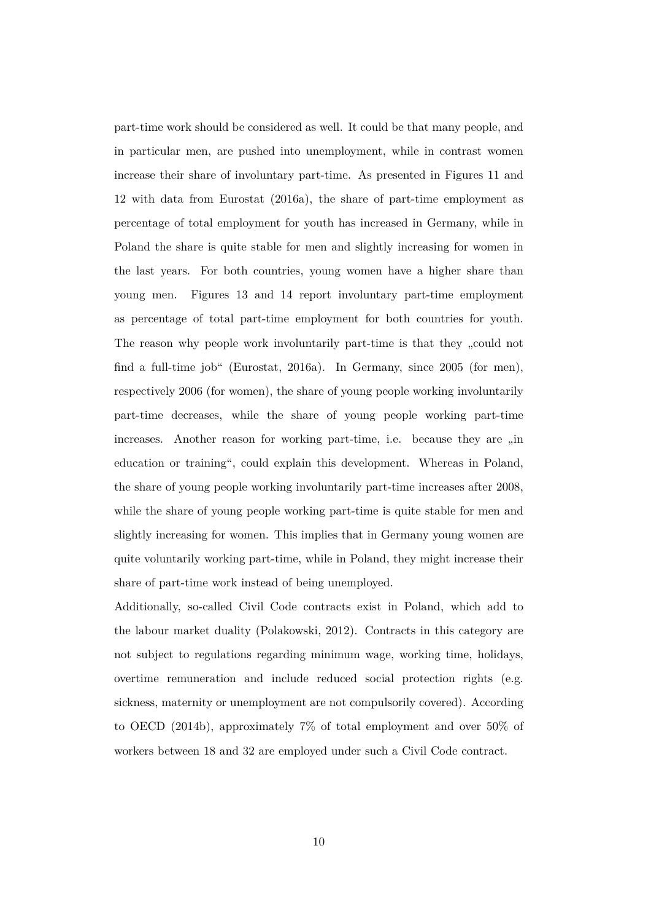part-time work should be considered as well. It could be that many people, and in particular men, are pushed into unemployment, while in contrast women increase their share of involuntary part-time. As presented in Figures 11 and 12 with data from Eurostat (2016a), the share of part-time employment as percentage of total employment for youth has increased in Germany, while in Poland the share is quite stable for men and slightly increasing for women in the last years. For both countries, young women have a higher share than young men. Figures 13 and 14 report involuntary part-time employment as percentage of total part-time employment for both countries for youth. The reason why people work involuntarily part-time is that they „could not find a full-time job" (Eurostat, 2016a). In Germany, since 2005 (for men), respectively 2006 (for women), the share of young people working involuntarily part-time decreases, while the share of young people working part-time increases. Another reason for working part-time, i.e. because they are „in education or training", could explain this development. Whereas in Poland, the share of young people working involuntarily part-time increases after 2008, while the share of young people working part-time is quite stable for men and slightly increasing for women. This implies that in Germany young women are quite voluntarily working part-time, while in Poland, they might increase their share of part-time work instead of being unemployed.

Additionally, so-called Civil Code contracts exist in Poland, which add to the labour market duality (Polakowski, 2012). Contracts in this category are not subject to regulations regarding minimum wage, working time, holidays, overtime remuneration and include reduced social protection rights (e.g. sickness, maternity or unemployment are not compulsorily covered). According to OECD (2014b), approximately 7% of total employment and over 50% of workers between 18 and 32 are employed under such a Civil Code contract.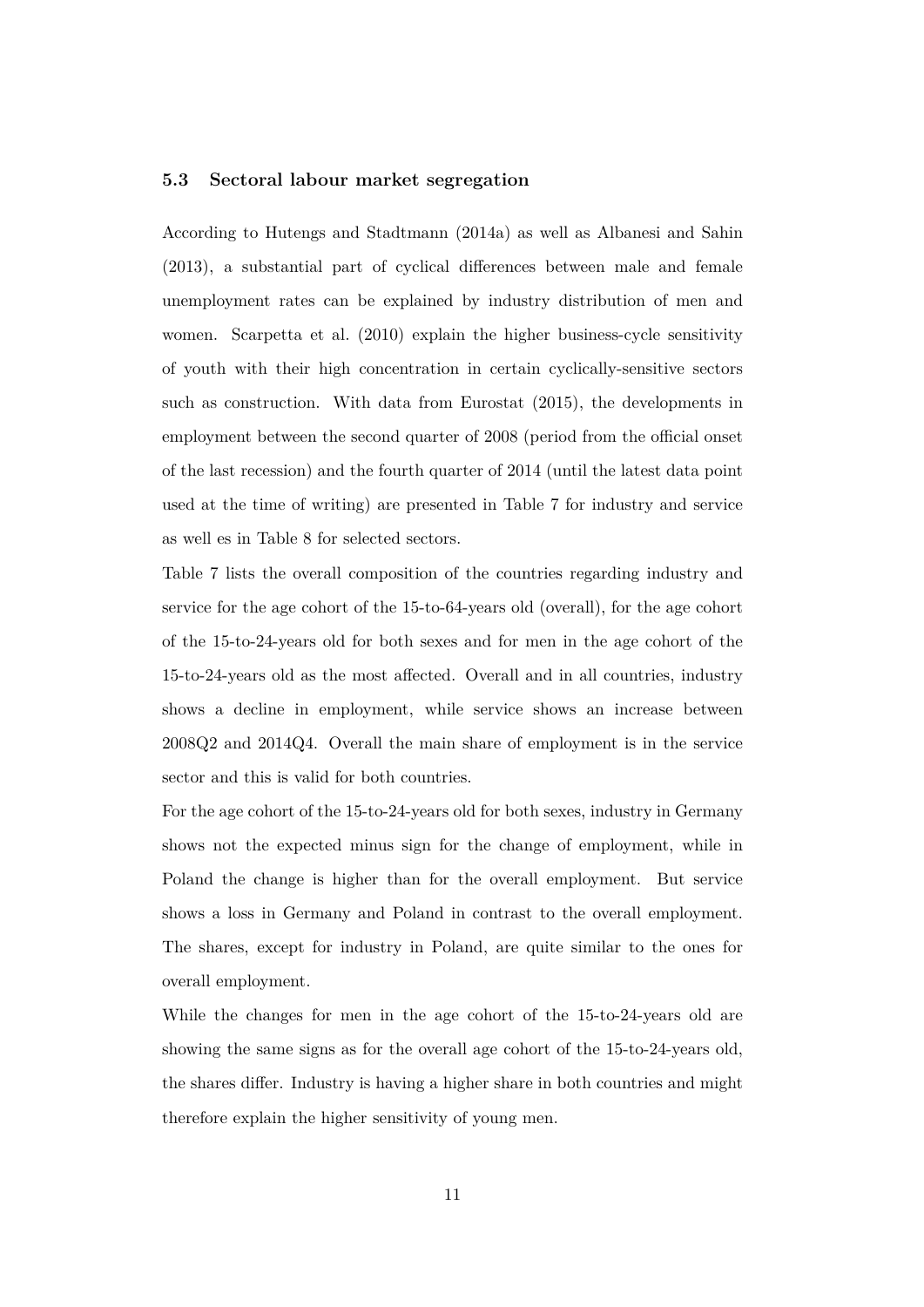### 5.3 Sectoral labour market segregation

According to Hutengs and Stadtmann (2014a) as well as Albanesi and Sahin (2013), a substantial part of cyclical differences between male and female unemployment rates can be explained by industry distribution of men and women. Scarpetta et al. (2010) explain the higher business-cycle sensitivity of youth with their high concentration in certain cyclically-sensitive sectors such as construction. With data from Eurostat (2015), the developments in employment between the second quarter of 2008 (period from the official onset of the last recession) and the fourth quarter of 2014 (until the latest data point used at the time of writing) are presented in Table 7 for industry and service as well es in Table 8 for selected sectors.

Table 7 lists the overall composition of the countries regarding industry and service for the age cohort of the 15-to-64-years old (overall), for the age cohort of the 15-to-24-years old for both sexes and for men in the age cohort of the 15-to-24-years old as the most affected. Overall and in all countries, industry shows a decline in employment, while service shows an increase between 2008Q2 and 2014Q4. Overall the main share of employment is in the service sector and this is valid for both countries.

For the age cohort of the 15-to-24-years old for both sexes, industry in Germany shows not the expected minus sign for the change of employment, while in Poland the change is higher than for the overall employment. But service shows a loss in Germany and Poland in contrast to the overall employment. The shares, except for industry in Poland, are quite similar to the ones for overall employment.

While the changes for men in the age cohort of the 15-to-24-years old are showing the same signs as for the overall age cohort of the 15-to-24-years old, the shares differ. Industry is having a higher share in both countries and might therefore explain the higher sensitivity of young men.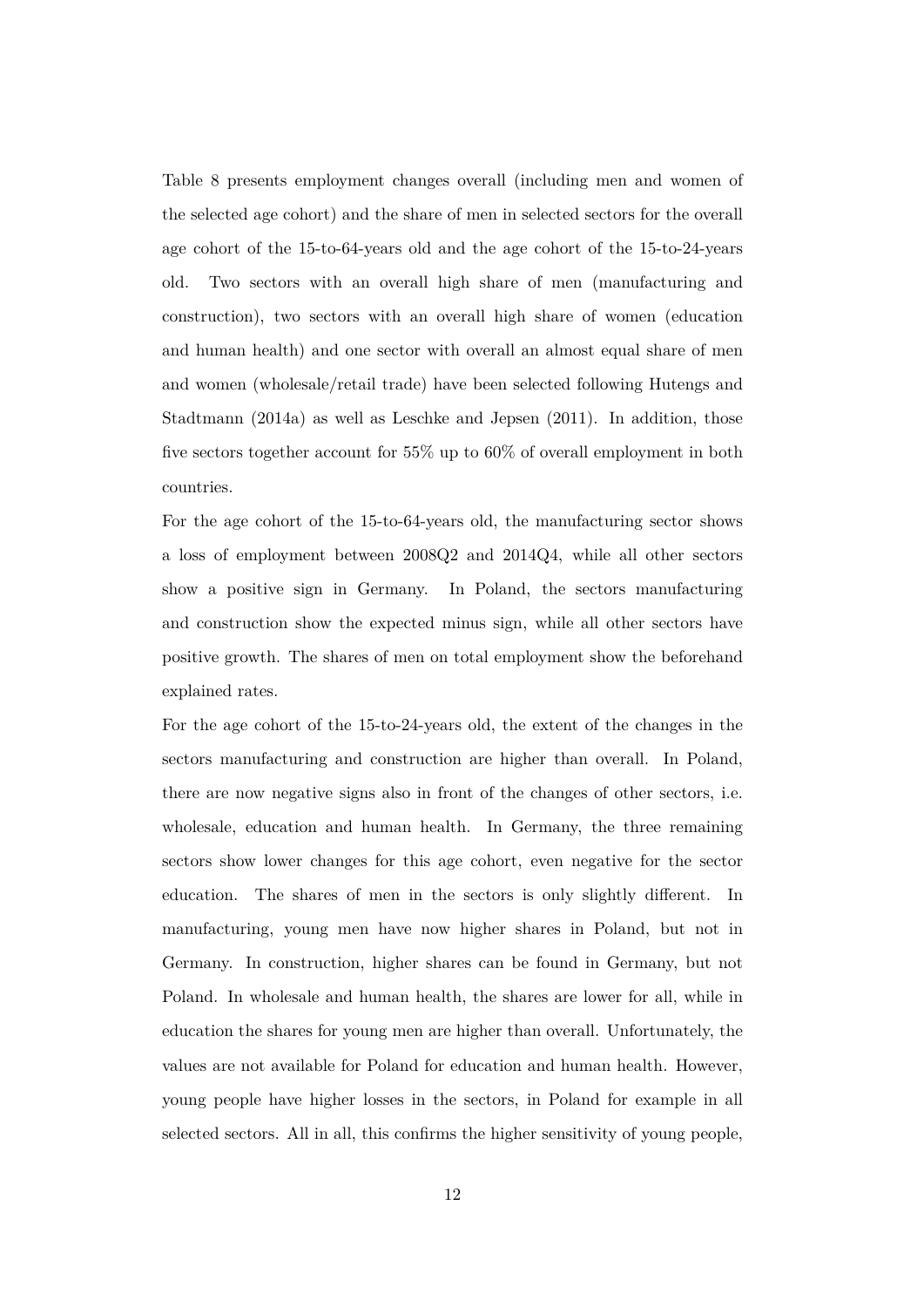Table 8 presents employment changes overall (including men and women of the selected age cohort) and the share of men in selected sectors for the overall age cohort of the 15-to-64-years old and the age cohort of the 15-to-24-years old. Two sectors with an overall high share of men (manufacturing and construction), two sectors with an overall high share of women (education and human health) and one sector with overall an almost equal share of men and women (wholesale/retail trade) have been selected following Hutengs and Stadtmann (2014a) as well as Leschke and Jepsen (2011). In addition, those five sectors together account for 55% up to 60% of overall employment in both countries.

For the age cohort of the 15-to-64-years old, the manufacturing sector shows a loss of employment between 2008Q2 and 2014Q4, while all other sectors show a positive sign in Germany. In Poland, the sectors manufacturing and construction show the expected minus sign, while all other sectors have positive growth. The shares of men on total employment show the beforehand explained rates.

For the age cohort of the 15-to-24-years old, the extent of the changes in the sectors manufacturing and construction are higher than overall. In Poland, there are now negative signs also in front of the changes of other sectors, i.e. wholesale, education and human health. In Germany, the three remaining sectors show lower changes for this age cohort, even negative for the sector education. The shares of men in the sectors is only slightly different. In manufacturing, young men have now higher shares in Poland, but not in Germany. In construction, higher shares can be found in Germany, but not Poland. In wholesale and human health, the shares are lower for all, while in education the shares for young men are higher than overall. Unfortunately, the values are not available for Poland for education and human health. However, young people have higher losses in the sectors, in Poland for example in all selected sectors. All in all, this confirms the higher sensitivity of young people,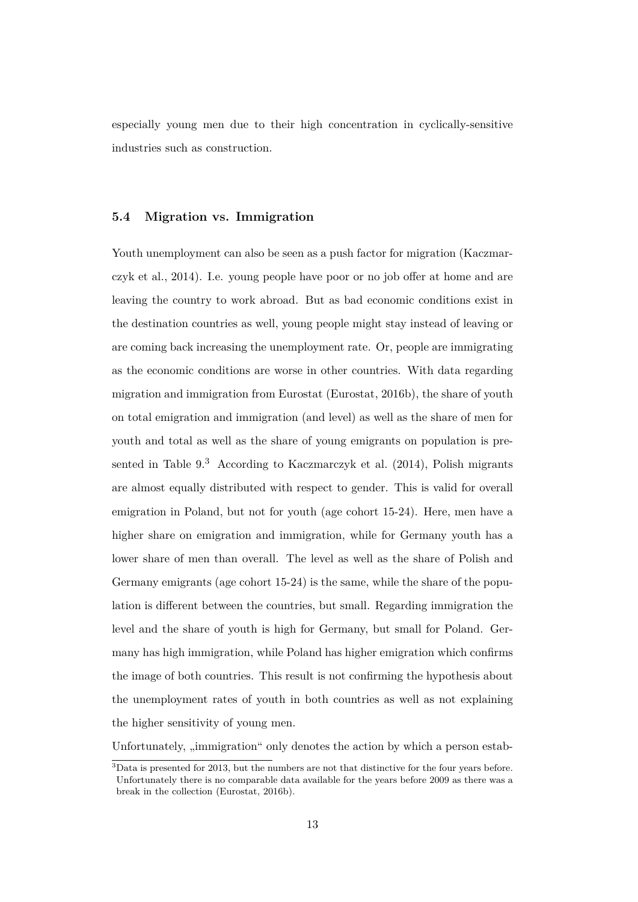especially young men due to their high concentration in cyclically-sensitive industries such as construction.

### 5.4 Migration vs. Immigration

Youth unemployment can also be seen as a push factor for migration (Kaczmarczyk et al., 2014). I.e. young people have poor or no job offer at home and are leaving the country to work abroad. But as bad economic conditions exist in the destination countries as well, young people might stay instead of leaving or are coming back increasing the unemployment rate. Or, people are immigrating as the economic conditions are worse in other countries. With data regarding migration and immigration from Eurostat (Eurostat, 2016b), the share of youth on total emigration and immigration (and level) as well as the share of men for youth and total as well as the share of young emigrants on population is presented in Table 9.[3] According to Kaczmarczyk et al. (2014), Polish migrants are almost equally distributed with respect to gender. This is valid for overall emigration in Poland, but not for youth (age cohort 15-24). Here, men have a higher share on emigration and immigration, while for Germany youth has a lower share of men than overall. The level as well as the share of Polish and Germany emigrants (age cohort 15-24) is the same, while the share of the population is different between the countries, but small. Regarding immigration the level and the share of youth is high for Germany, but small for Poland. Germany has high immigration, while Poland has higher emigration which confirms the image of both countries. This result is not confirming the hypothesis about the unemployment rates of youth in both countries as well as not explaining the higher sensitivity of young men.

Unfortunately, „immigration“ only denotes the action by which a person estab-

[3] Data is presented for 2013, but the numbers are not that distinctive for the four years before. Unfortunately there is no comparable data available for the years before 2009 as there was a break in the collection (Eurostat, 2016b).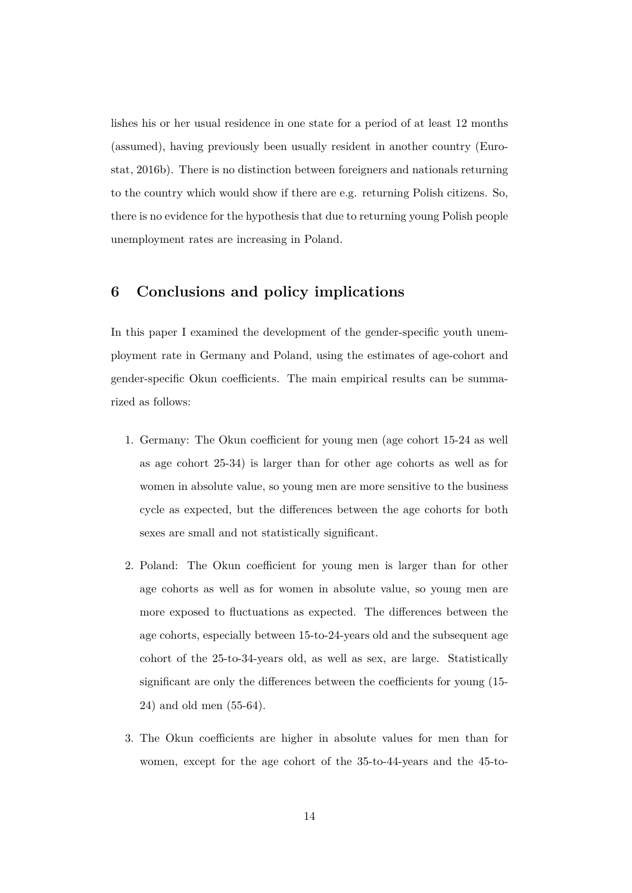lishes his or her usual residence in one state for a period of at least 12 months (assumed), having previously been usually resident in another country (Eurostat, 2016b). There is no distinction between foreigners and nationals returning to the country which would show if there are e.g. returning Polish citizens. So, there is no evidence for the hypothesis that due to returning young Polish people unemployment rates are increasing in Poland.

## 6 Conclusions and policy implications

In this paper I examined the development of the gender-specific youth unemployment rate in Germany and Poland, using the estimates of age-cohort and gender-specific Okun coefficients. The main empirical results can be summarized as follows:

1. Germany: The Okun coefficient for young men (age cohort 15-24 as well as age cohort 25-34) is larger than for other age cohorts as well as for women in absolute value, so young men are more sensitive to the business cycle as expected, but the differences between the age cohorts for both sexes are small and not statistically significant.

2. Poland: The Okun coefficient for young men is larger than for other age cohorts as well as for women in absolute value, so young men are more exposed to fluctuations as expected. The differences between the age cohorts, especially between 15-to-24-years old and the subsequent age cohort of the 25-to-34-years old, as well as sex, are large. Statistically significant are only the differences between the coefficients for young (15-24) and old men (55-64).

3. The Okun coefficients are higher in absolute values for men than for women, except for the age cohort of the 35-to-44-years and the 45-to-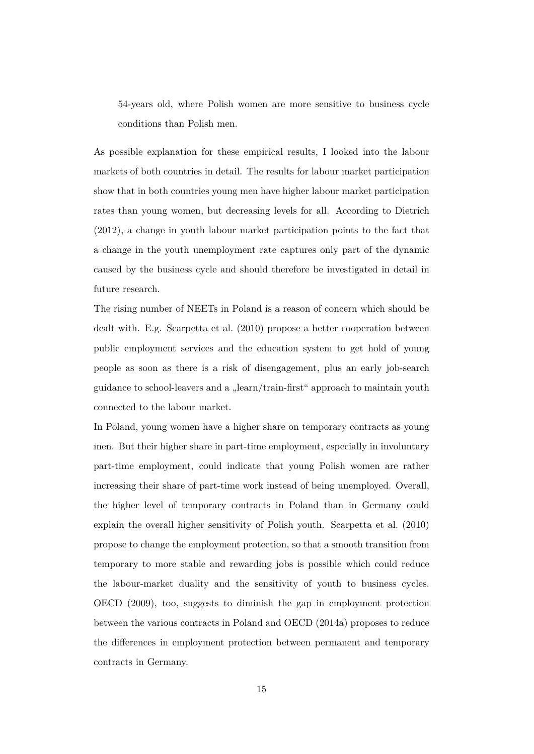54-years old, where Polish women are more sensitive to business cycle conditions than Polish men.

As possible explanation for these empirical results, I looked into the labour markets of both countries in detail. The results for labour market participation show that in both countries young men have higher labour market participation rates than young women, but decreasing levels for all. According to Dietrich (2012), a change in youth labour market participation points to the fact that a change in the youth unemployment rate captures only part of the dynamic caused by the business cycle and should therefore be investigated in detail in future research.

The rising number of NEETs in Poland is a reason of concern which should be dealt with. E.g. Scarpetta et al. (2010) propose a better cooperation between public employment services and the education system to get hold of young people as soon as there is a risk of disengagement, plus an early job-search guidance to school-leavers and a „learn/train-first“ approach to maintain youth connected to the labour market.

In Poland, young women have a higher share on temporary contracts as young men. But their higher share in part-time employment, especially in involuntary part-time employment, could indicate that young Polish women are rather increasing their share of part-time work instead of being unemployed. Overall, the higher level of temporary contracts in Poland than in Germany could explain the overall higher sensitivity of Polish youth. Scarpetta et al. (2010) propose to change the employment protection, so that a smooth transition from temporary to more stable and rewarding jobs is possible which could reduce the labour-market duality and the sensitivity of youth to business cycles. OECD (2009), too, suggests to diminish the gap in employment protection between the various contracts in Poland and OECD (2014a) proposes to reduce the differences in employment protection between permanent and temporary contracts in Germany.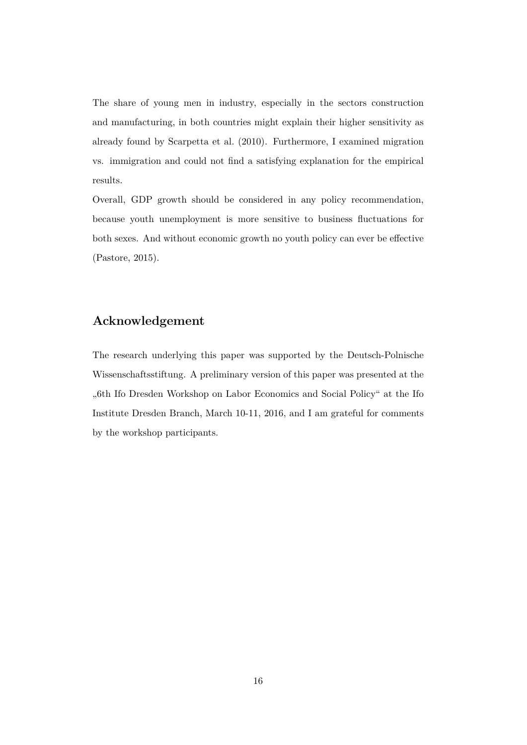The share of young men in industry, especially in the sectors construction and manufacturing, in both countries might explain their higher sensitivity as already found by Scarpetta et al. (2010). Furthermore, I examined migration vs. immigration and could not find a satisfying explanation for the empirical results.

Overall, GDP growth should be considered in any policy recommendation, because youth unemployment is more sensitive to business fluctuations for both sexes. And without economic growth no youth policy can ever be effective (Pastore, 2015).

## Acknowledgement

The research underlying this paper was supported by the Deutsch-Polnische Wissenschaftsstiftung. A preliminary version of this paper was presented at the „6th Ifo Dresden Workshop on Labor Economics and Social Policy“ at the Ifo Institute Dresden Branch, March 10-11, 2016, and I am grateful for comments by the workshop participants.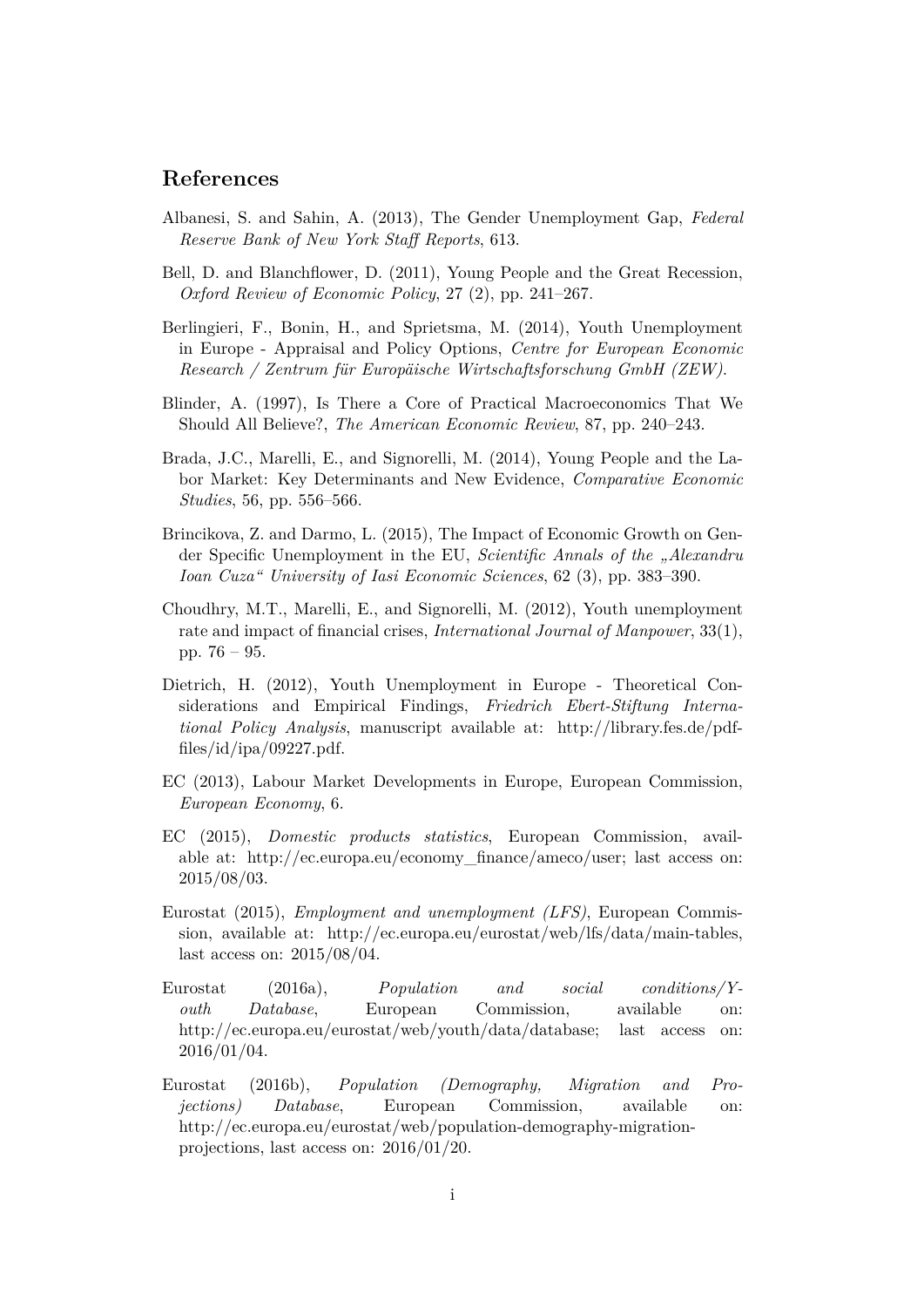## References

Albanesi, S. and Sahin, A. (2013), The Gender Unemployment Gap, *Federal Reserve Bank of New York Staff Reports*, 613.

Bell, D. and Blanchflower, D. (2011), Young People and the Great Recession, *Oxford Review of Economic Policy*, 27 (2), pp. 241–267.

Berlingieri, F., Bonin, H., and Sprietsma, M. (2014), Youth Unemployment in Europe - Appraisal and Policy Options, *Centre for European Economic Research / Zentrum für Europäische Wirtschaftsforschung GmbH (ZEW)*.

Blinder, A. (1997), Is There a Core of Practical Macroeconomics That We Should All Believe?, *The American Economic Review*, 87, pp. 240–243.

Brada, J.C., Marelli, E., and Signorelli, M. (2014), Young People and the Labor Market: Key Determinants and New Evidence, *Comparative Economic Studies*, 56, pp. 556–566.

Brincikova, Z. and Darmo, L. (2015), The Impact of Economic Growth on Gender Specific Unemployment in the EU, *Scientific Annals of the „Alexandru Ioan Cuza" University of Iasi Economic Sciences*, 62 (3), pp. 383–390.

Choudhry, M.T., Marelli, E., and Signorelli, M. (2012), Youth unemployment rate and impact of financial crises, *International Journal of Manpower*, 33(1), pp. 76 – 95.

Dietrich, H. (2012), Youth Unemployment in Europe - Theoretical Considerations and Empirical Findings, *Friedrich Ebert-Stiftung International Policy Analysis*, manuscript available at: http://library.fes.de/pdf-files/id/ipa/09227.pdf.

EC (2013), Labour Market Developments in Europe, European Commission, *European Economy*, 6.

EC (2015), *Domestic products statistics*, European Commission, available at: http://ec.europa.eu/economy_finance/ameco/user; last access on: 2015/08/03.

Eurostat (2015), *Employment and unemployment (LFS)*, European Commission, available at: http://ec.europa.eu/eurostat/web/lfs/data/main-tables, last access on: 2015/08/04.

Eurostat (2016a), *Population and social conditions/Youth Database*, European Commission, available on: http://ec.europa.eu/eurostat/web/youth/data/database; last access on: 2016/01/04.

Eurostat (2016b), *Population (Demography, Migration and Projections) Database*, European Commission, available on: http://ec.europa.eu/eurostat/web/population-demography-migration-projections, last access on: 2016/01/20.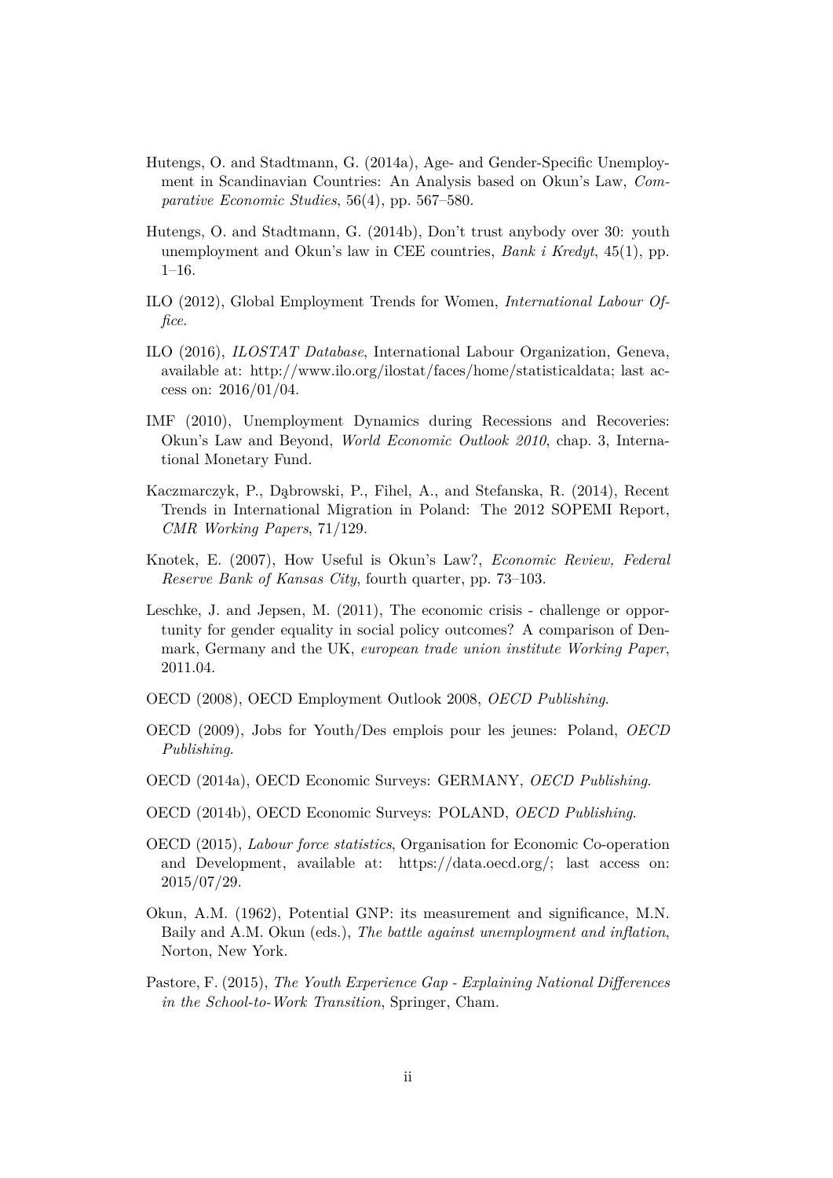Hutengs, O. and Stadtmann, G. (2014a), Age- and Gender-Specific Unemployment in Scandinavian Countries: An Analysis based on Okun's Law, *Comparative Economic Studies*, 56(4), pp. 567–580.

Hutengs, O. and Stadtmann, G. (2014b), Don't trust anybody over 30: youth unemployment and Okun's law in CEE countries, *Bank i Kredyt*, 45(1), pp. 1–16.

ILO (2012), Global Employment Trends for Women, *International Labour Office*.

ILO (2016), *ILOSTAT Database*, International Labour Organization, Geneva, available at: http://www.ilo.org/ilostat/faces/home/statisticaldata; last access on: 2016/01/04.

IMF (2010), Unemployment Dynamics during Recessions and Recoveries: Okun's Law and Beyond, *World Economic Outlook 2010*, chap. 3, International Monetary Fund.

Kaczmarczyk, P., Dąbrowski, P., Fihel, A., and Stefanska, R. (2014), Recent Trends in International Migration in Poland: The 2012 SOPEMI Report, *CMR Working Papers*, 71/129.

Knotek, E. (2007), How Useful is Okun's Law?, *Economic Review, Federal Reserve Bank of Kansas City*, fourth quarter, pp. 73–103.

Leschke, J. and Jepsen, M. (2011), The economic crisis - challenge or opportunity for gender equality in social policy outcomes? A comparison of Denmark, Germany and the UK, *european trade union institute Working Paper*, 2011.04.

OECD (2008), OECD Employment Outlook 2008, *OECD Publishing*.

OECD (2009), Jobs for Youth/Des emplois pour les jeunes: Poland, *OECD Publishing*.

OECD (2014a), OECD Economic Surveys: GERMANY, *OECD Publishing*.

OECD (2014b), OECD Economic Surveys: POLAND, *OECD Publishing*.

OECD (2015), *Labour force statistics*, Organisation for Economic Co-operation and Development, available at: https://data.oecd.org/; last access on: 2015/07/29.

Okun, A.M. (1962), Potential GNP: its measurement and significance, M.N. Baily and A.M. Okun (eds.), *The battle against unemployment and inflation*, Norton, New York.

Pastore, F. (2015), *The Youth Experience Gap - Explaining National Differences in the School-to-Work Transition*, Springer, Cham.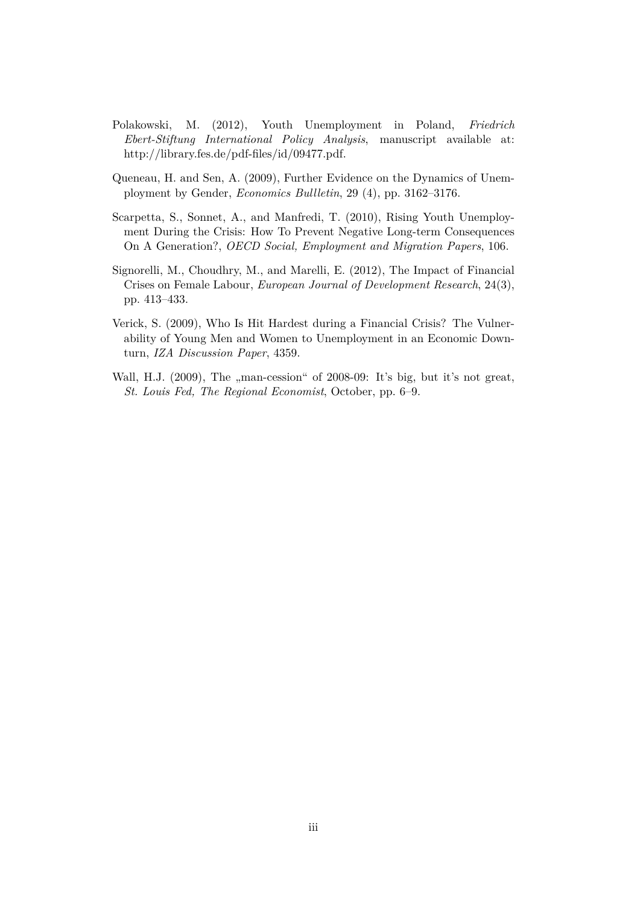Polakowski, M. (2012), Youth Unemployment in Poland, *Friedrich Ebert-Stiftung International Policy Analysis*, manuscript available at: http://library.fes.de/pdf-files/id/09477.pdf.

Queneau, H. and Sen, A. (2009), Further Evidence on the Dynamics of Unemployment by Gender, *Economics Bullletin*, 29 (4), pp. 3162–3176.

Scarpetta, S., Sonnet, A., and Manfredi, T. (2010), Rising Youth Unemployment During the Crisis: How To Prevent Negative Long-term Consequences On A Generation?, *OECD Social, Employment and Migration Papers*, 106.

Signorelli, M., Choudhry, M., and Marelli, E. (2012), The Impact of Financial Crises on Female Labour, *European Journal of Development Research*, 24(3), pp. 413–433.

Verick, S. (2009), Who Is Hit Hardest during a Financial Crisis? The Vulnerability of Young Men and Women to Unemployment in an Economic Downturn, *IZA Discussion Paper*, 4359.

Wall, H.J. (2009), The „man-cession“ of 2008-09: It's big, but it's not great, *St. Louis Fed, The Regional Economist*, October, pp. 6–9.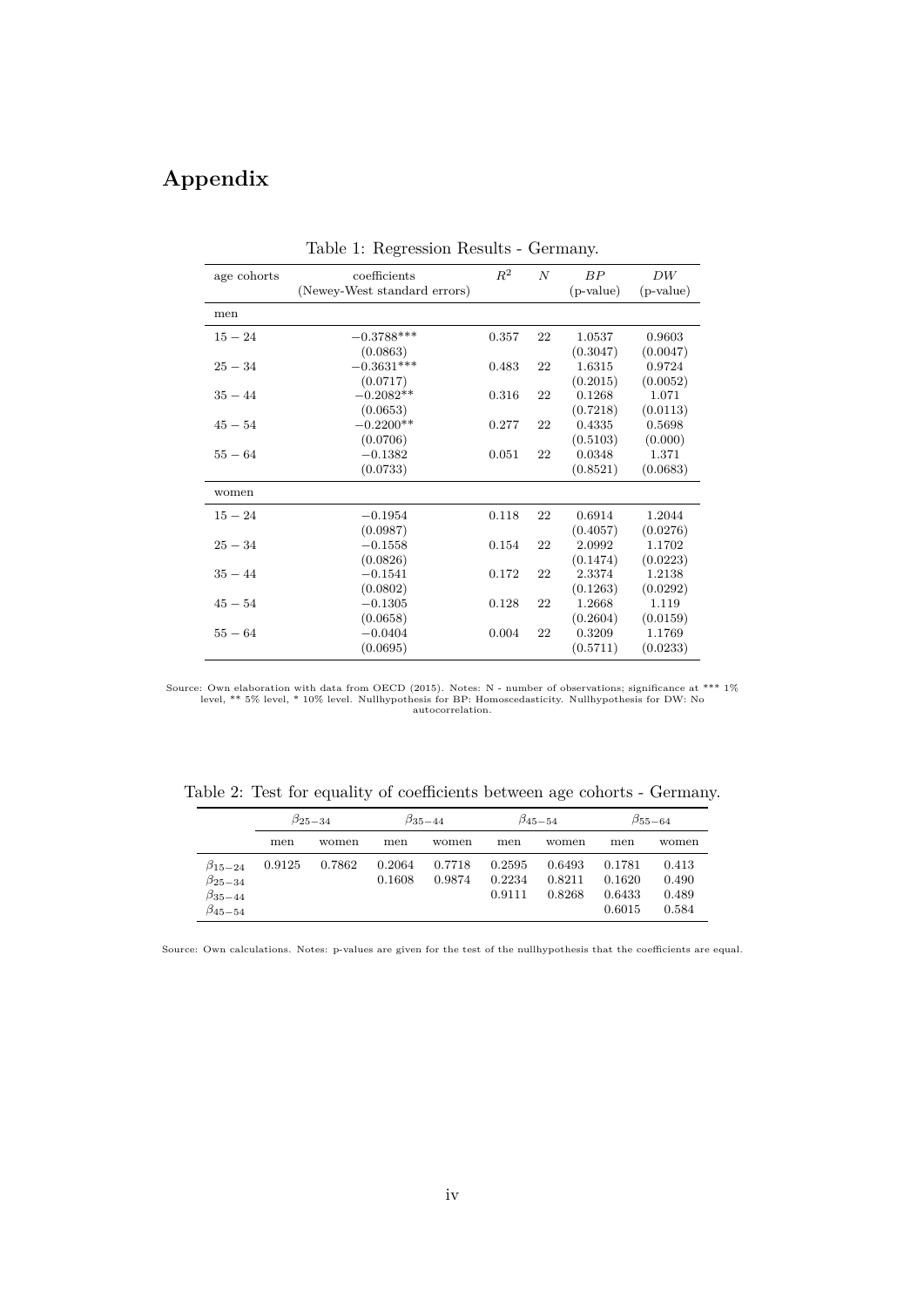# Appendix

Table 1: Regression Results - Germany.

| age cohorts | coefficients (Newey-West standard errors) | $R^2$ | $N$ | $BP$ (p-value) | $DW$ (p-value) |
|---|---|---|---|---|---|
| men | | | | | |
| $15-24$ | $-0.3788$*** | 0.357 | 22 | 1.0537 | 0.9603 |
| | (0.0863) | | | (0.3047) | (0.0047) |
| $25-34$ | $-0.3631$*** | 0.483 | 22 | 1.6315 | 0.9724 |
| | (0.0717) | | | (0.2015) | (0.0052) |
| $35-44$ | $-0.2082$** | 0.316 | 22 | 0.1268 | 1.071 |
| | (0.0653) | | | (0.7218) | (0.0113) |
| $45-54$ | $-0.2200$** | 0.277 | 22 | 0.4335 | 0.5698 |
| | (0.0706) | | | (0.5103) | (0.000) |
| $55-64$ | $-0.1382$ | 0.051 | 22 | 0.0348 | 1.371 |
| | (0.0733) | | | (0.8521) | (0.0683) |
| women | | | | | |
| $15-24$ | $-0.1954$ | 0.118 | 22 | 0.6914 | 1.2044 |
| | (0.0987) | | | (0.4057) | (0.0276) |
| $25-34$ | $-0.1558$ | 0.154 | 22 | 2.0992 | 1.1702 |
| | (0.0826) | | | (0.1474) | (0.0223) |
| $35-44$ | $-0.1541$ | 0.172 | 22 | 2.3374 | 1.2138 |
| | (0.0802) | | | (0.1263) | (0.0292) |
| $45-54$ | $-0.1305$ | 0.128 | 22 | 1.2668 | 1.119 |
| | (0.0658) | | | (0.2604) | (0.0159) |
| $55-64$ | $-0.0404$ | 0.004 | 22 | 0.3209 | 1.1769 |
| | (0.0695) | | | (0.5711) | (0.0233) |

Source: Own elaboration with data from OECD (2015). Notes: N - number of observations; significance at *** 1% level, ** 5% level, * 10% level. Nullhypothesis for BP: Homoscedasticity. Nullhypothesis for DW: No autocorrelation.

Table 2: Test for equality of coefficients between age cohorts - Germany.

| | $\beta_{25-34}$ | | $\beta_{35-44}$ | | $\beta_{45-54}$ | | $\beta_{55-64}$ | |
|---|---|---|---|---|---|---|---|---|
| | men | women | men | women | men | women | men | women |
| $\beta_{15-24}$ | 0.9125 | 0.7862 | 0.2064 | 0.7718 | 0.2595 | 0.6493 | 0.1781 | 0.413 |
| $\beta_{25-34}$ | | | 0.1608 | 0.9874 | 0.2234 | 0.8211 | 0.1620 | 0.490 |
| $\beta_{35-44}$ | | | | | 0.9111 | 0.8268 | 0.6433 | 0.489 |
| $\beta_{45-54}$ | | | | | | | 0.6015 | 0.584 |

Source: Own calculations. Notes: p-values are given for the test of the nullhypothesis that the coefficients are equal.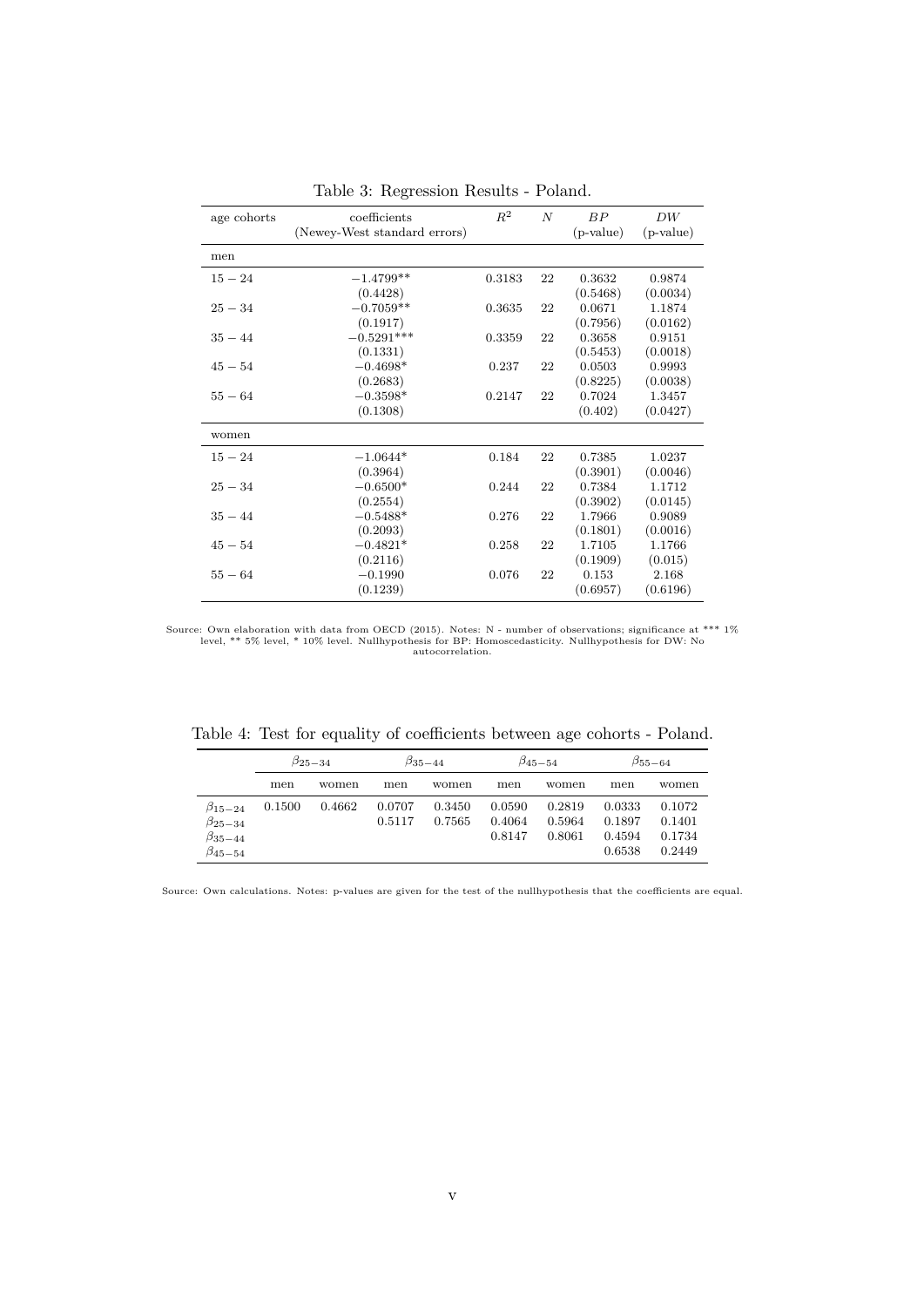Table 3: Regression Results - Poland.

| age cohorts | coefficients (Newey-West standard errors) | $R^2$ | $N$ | $BP$ (p-value) | $DW$ (p-value) |
|---|---|---|---|---|---|
| men | | | | | |
| $15-24$ | $-1.4799$** | 0.3183 | 22 | 0.3632 | 0.9874 |
| | (0.4428) | | | (0.5468) | (0.0034) |
| $25-34$ | $-0.7059$** | 0.3635 | 22 | 0.0671 | 1.1874 |
| | (0.1917) | | | (0.7956) | (0.0162) |
| $35-44$ | $-0.5291$*** | 0.3359 | 22 | 0.3658 | 0.9151 |
| | (0.1331) | | | (0.5453) | (0.0018) |
| $45-54$ | $-0.4698$* | 0.237 | 22 | 0.0503 | 0.9993 |
| | (0.2683) | | | (0.8225) | (0.0038) |
| $55-64$ | $-0.3598$* | 0.2147 | 22 | 0.7024 | 1.3457 |
| | (0.1308) | | | (0.402) | (0.0427) |
| women | | | | | |
| $15-24$ | $-1.0644$* | 0.184 | 22 | 0.7385 | 1.0237 |
| | (0.3964) | | | (0.3901) | (0.0046) |
| $25-34$ | $-0.6500$* | 0.244 | 22 | 0.7384 | 1.1712 |
| | (0.2554) | | | (0.3902) | (0.0145) |
| $35-44$ | $-0.5488$* | 0.276 | 22 | 1.7966 | 0.9089 |
| | (0.2093) | | | (0.1801) | (0.0016) |
| $45-54$ | $-0.4821$* | 0.258 | 22 | 1.7105 | 1.1766 |
| | (0.2116) | | | (0.1909) | (0.015) |
| $55-64$ | $-0.1990$ | 0.076 | 22 | 0.153 | 2.168 |
| | (0.1239) | | | (0.6957) | (0.6196) |

Source: Own elaboration with data from OECD (2015). Notes: N - number of observations; significance at *** 1% level, ** 5% level, * 10% level. Nullhypothesis for BP: Homoscedasticity. Nullhypothesis for DW: No autocorrelation.

Table 4: Test for equality of coefficients between age cohorts - Poland.

| | $\beta_{25-34}$ | | $\beta_{35-44}$ | | $\beta_{45-54}$ | | $\beta_{55-64}$ | |
|---|---|---|---|---|---|---|---|---|
| | men | women | men | women | men | women | men | women |
| $\beta_{15-24}$ | 0.1500 | 0.4662 | 0.0707 | 0.3450 | 0.0590 | 0.2819 | 0.0333 | 0.1072 |
| $\beta_{25-34}$ | | | 0.5117 | 0.7565 | 0.4064 | 0.5964 | 0.1897 | 0.1401 |
| $\beta_{35-44}$ | | | | | 0.8147 | 0.8061 | 0.4594 | 0.1734 |
| $\beta_{45-54}$ | | | | | | | 0.6538 | 0.2449 |

Source: Own calculations. Notes: p-values are given for the test of the nullhypothesis that the coefficients are equal.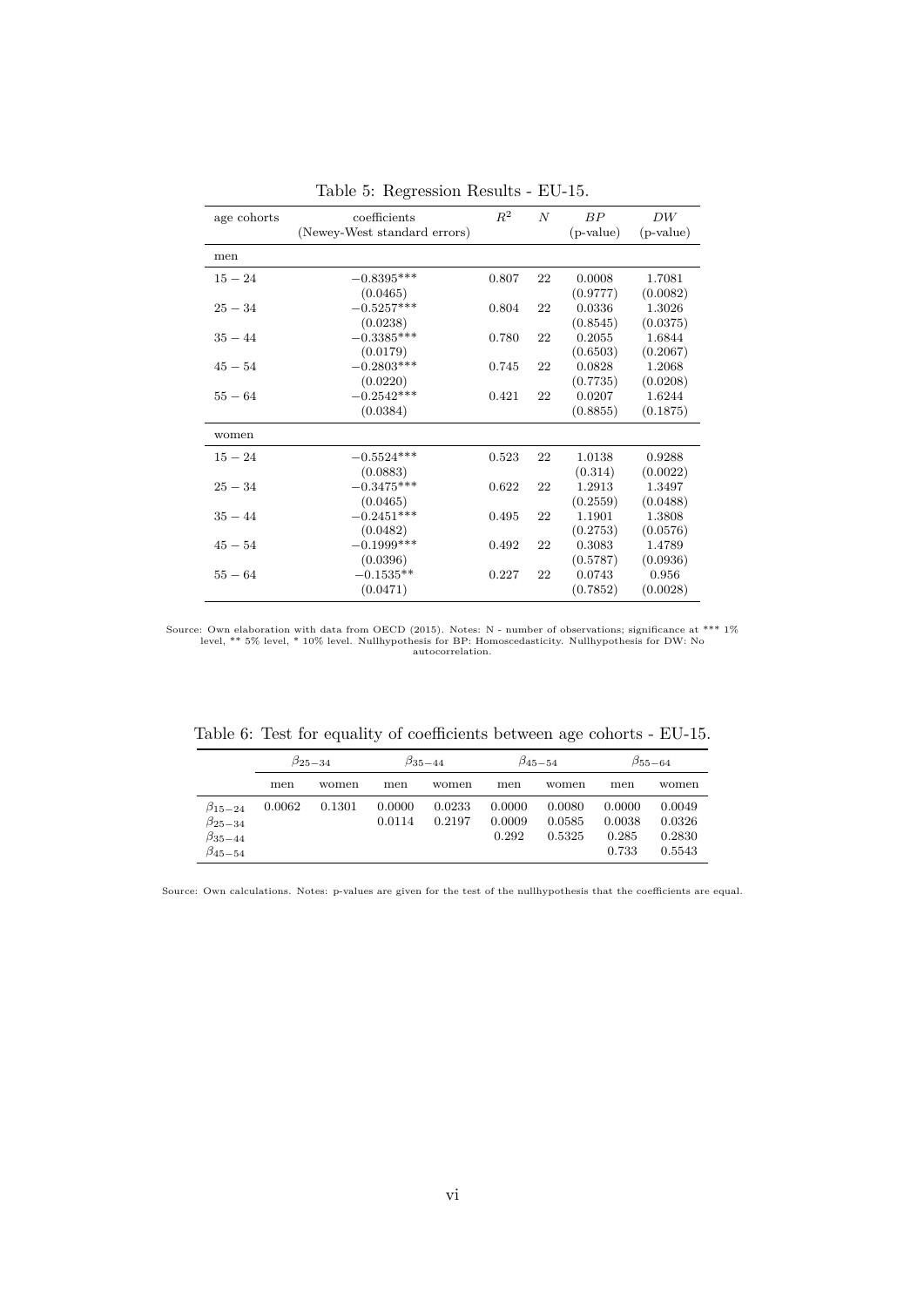Table 5: Regression Results - EU-15.

| age cohorts | coefficients (Newey-West standard errors) | $R^2$ | $N$ | $BP$ (p-value) | $DW$ (p-value) |
|---|---|---|---|---|---|
| men | | | | | |
| $15-24$ | $-0.8395$*** | 0.807 | 22 | 0.0008 | 1.7081 |
| | (0.0465) | | | (0.9777) | (0.0082) |
| $25-34$ | $-0.5257$*** | 0.804 | 22 | 0.0336 | 1.3026 |
| | (0.0238) | | | (0.8545) | (0.0375) |
| $35-44$ | $-0.3385$*** | 0.780 | 22 | 0.2055 | 1.6844 |
| | (0.0179) | | | (0.6503) | (0.2067) |
| $45-54$ | $-0.2803$*** | 0.745 | 22 | 0.0828 | 1.2068 |
| | (0.0220) | | | (0.7735) | (0.0208) |
| $55-64$ | $-0.2542$*** | 0.421 | 22 | 0.0207 | 1.6244 |
| | (0.0384) | | | (0.8855) | (0.1875) |
| women | | | | | |
| $15-24$ | $-0.5524$*** | 0.523 | 22 | 1.0138 | 0.9288 |
| | (0.0883) | | | (0.314) | (0.0022) |
| $25-34$ | $-0.3475$*** | 0.622 | 22 | 1.2913 | 1.3497 |
| | (0.0465) | | | (0.2559) | (0.0488) |
| $35-44$ | $-0.2451$*** | 0.495 | 22 | 1.1901 | 1.3808 |
| | (0.0482) | | | (0.2753) | (0.0576) |
| $45-54$ | $-0.1999$*** | 0.492 | 22 | 0.3083 | 1.4789 |
| | (0.0396) | | | (0.5787) | (0.0936) |
| $55-64$ | $-0.1535$** | 0.227 | 22 | 0.0743 | 0.956 |
| | (0.0471) | | | (0.7852) | (0.0028) |

Source: Own elaboration with data from OECD (2015). Notes: N - number of observations; significance at *** 1% level, ** 5% level, * 10% level. Nullhypothesis for BP: Homoscedasticity. Nullhypothesis for DW: No autocorrelation.

Table 6: Test for equality of coefficients between age cohorts - EU-15.

| | $\beta_{25-34}$ | | $\beta_{35-44}$ | | $\beta_{45-54}$ | | $\beta_{55-64}$ | |
|---|---|---|---|---|---|---|---|---|
| | men | women | men | women | men | women | men | women |
| $\beta_{15-24}$ | 0.0062 | 0.1301 | 0.0000 | 0.0233 | 0.0000 | 0.0080 | 0.0000 | 0.0049 |
| $\beta_{25-34}$ | | | 0.0114 | 0.2197 | 0.0009 | 0.0585 | 0.0038 | 0.0326 |
| $\beta_{35-44}$ | | | | | 0.292 | 0.5325 | 0.285 | 0.2830 |
| $\beta_{45-54}$ | | | | | | | 0.733 | 0.5543 |

Source: Own calculations. Notes: p-values are given for the test of the nullhypothesis that the coefficients are equal.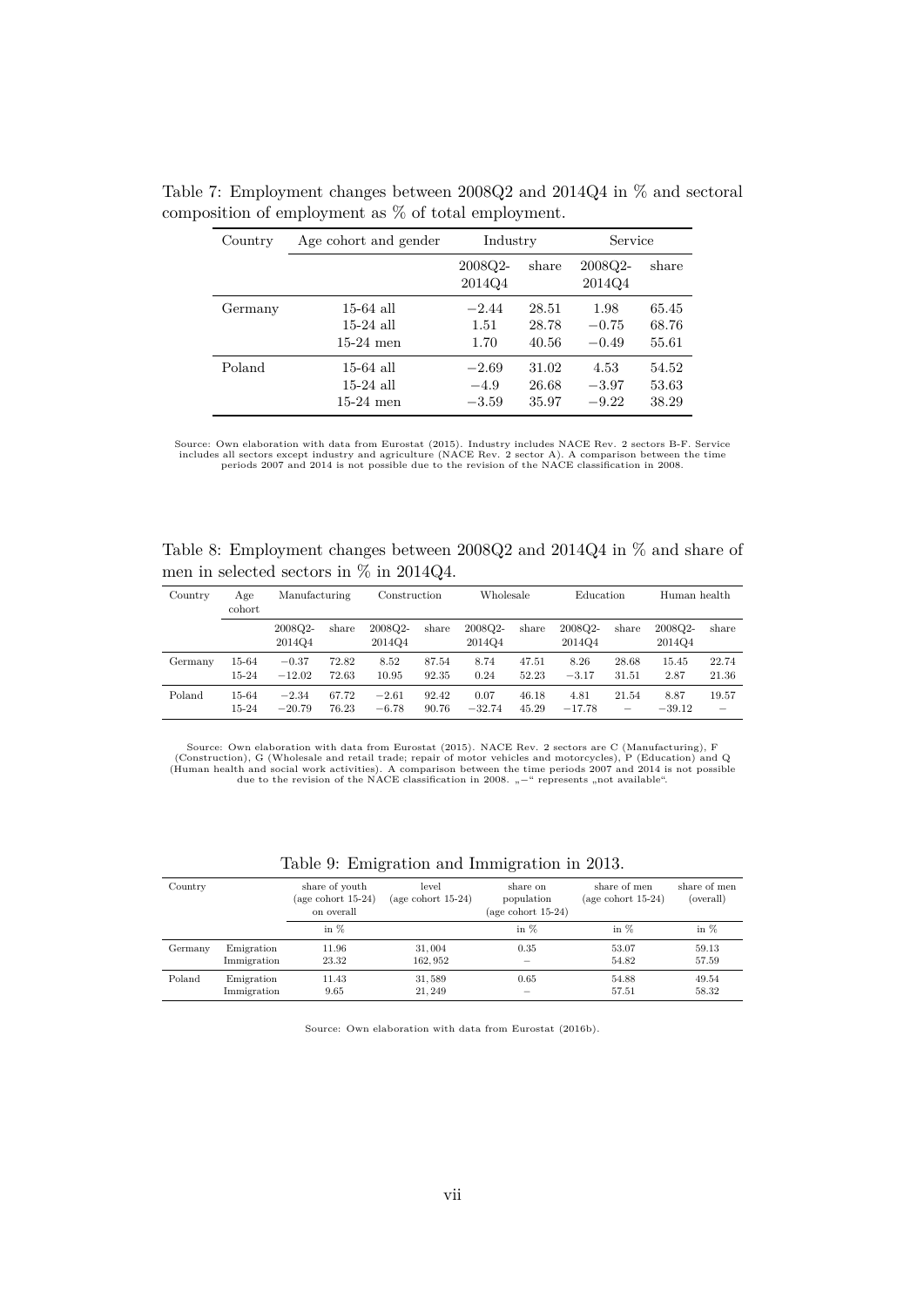Table 7: Employment changes between 2008Q2 and 2014Q4 in % and sectoral composition of employment as % of total employment.

| Country | Age cohort and gender | Industry | | Service | |
|---|---|---|---|---|---|
| | | 2008Q2-2014Q4 | share | 2008Q2-2014Q4 | share |
| Germany | 15-64 all | −2.44 | 28.51 | 1.98 | 65.45 |
| | 15-24 all | 1.51 | 28.78 | −0.75 | 68.76 |
| | 15-24 men | 1.70 | 40.56 | −0.49 | 55.61 |
| Poland | 15-64 all | −2.69 | 31.02 | 4.53 | 54.52 |
| | 15-24 all | −4.9 | 26.68 | −3.97 | 53.63 |
| | 15-24 men | −3.59 | 35.97 | −9.22 | 38.29 |

Source: Own elaboration with data from Eurostat (2015). Industry includes NACE Rev. 2 sectors B-F. Service includes all sectors except industry and agriculture (NACE Rev. 2 sector A). A comparison between the time periods 2007 and 2014 is not possible due to the revision of the NACE classification in 2008.

Table 8: Employment changes between 2008Q2 and 2014Q4 in % and share of men in selected sectors in % in 2014Q4.

| Country | Age cohort | Manufacturing | | Construction | | Wholesale | | Education | | Human health | |
|---|---|---|---|---|---|---|---|---|---|---|---|
| | | 2008Q2-2014Q4 | share | 2008Q2-2014Q4 | share | 2008Q2-2014Q4 | share | 2008Q2-2014Q4 | share | 2008Q2-2014Q4 | share |
| Germany | 15-64 | −0.37 | 72.82 | 8.52 | 87.54 | 8.74 | 47.51 | 8.26 | 28.68 | 15.45 | 22.74 |
| | 15-24 | −12.02 | 72.63 | 10.95 | 92.35 | 0.24 | 52.23 | −3.17 | 31.51 | 2.87 | 21.36 |
| Poland | 15-64 | −2.34 | 67.72 | −2.61 | 92.42 | 0.07 | 46.18 | 4.81 | 21.54 | 8.87 | 19.57 |
| | 15-24 | −20.79 | 76.23 | −6.78 | 90.76 | −32.74 | 45.29 | −17.78 | − | −39.12 | − |

Source: Own elaboration with data from Eurostat (2015). NACE Rev. 2 sectors are C (Manufacturing), F (Construction), G (Wholesale and retail trade; repair of motor vehicles and motorcycles), P (Education) and Q (Human health and social work activities). A comparison between the time periods 2007 and 2014 is not possible due to the revision of the NACE classification in 2008. „−“ represents „not available“.

Table 9: Emigration and Immigration in 2013.

| Country | | share of youth (age cohort 15-24) on overall | level (age cohort 15-24) | share on population (age cohort 15-24) | share of men (age cohort 15-24) | share of men (overall) |
|---|---|---|---|---|---|---|
| | | in % | | in % | in % | in % |
| Germany | Emigration | 11.96 | 31,004 | 0.35 | 53.07 | 59.13 |
| | Immigration | 23.32 | 162,952 | − | 54.82 | 57.59 |
| Poland | Emigration | 11.43 | 31,589 | 0.65 | 54.88 | 49.54 |
| | Immigration | 9.65 | 21,249 | − | 57.51 | 58.32 |

Source: Own elaboration with data from Eurostat (2016b).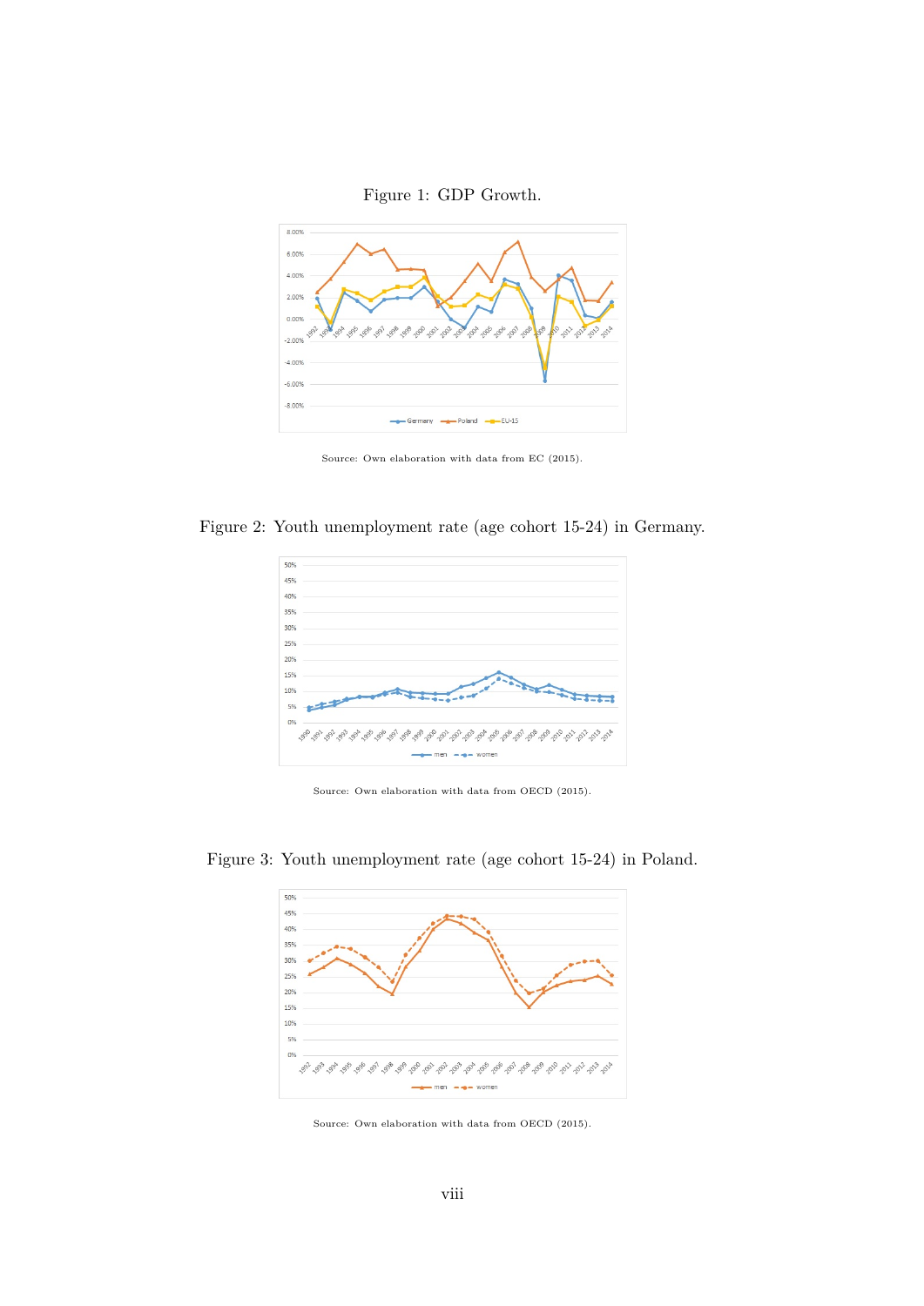Figure 1: GDP Growth.

Source: Own elaboration with data from EC (2015).

Figure 2: Youth unemployment rate (age cohort 15-24) in Germany.

Source: Own elaboration with data from OECD (2015).

Figure 3: Youth unemployment rate (age cohort 15-24) in Poland.

Source: Own elaboration with data from OECD (2015).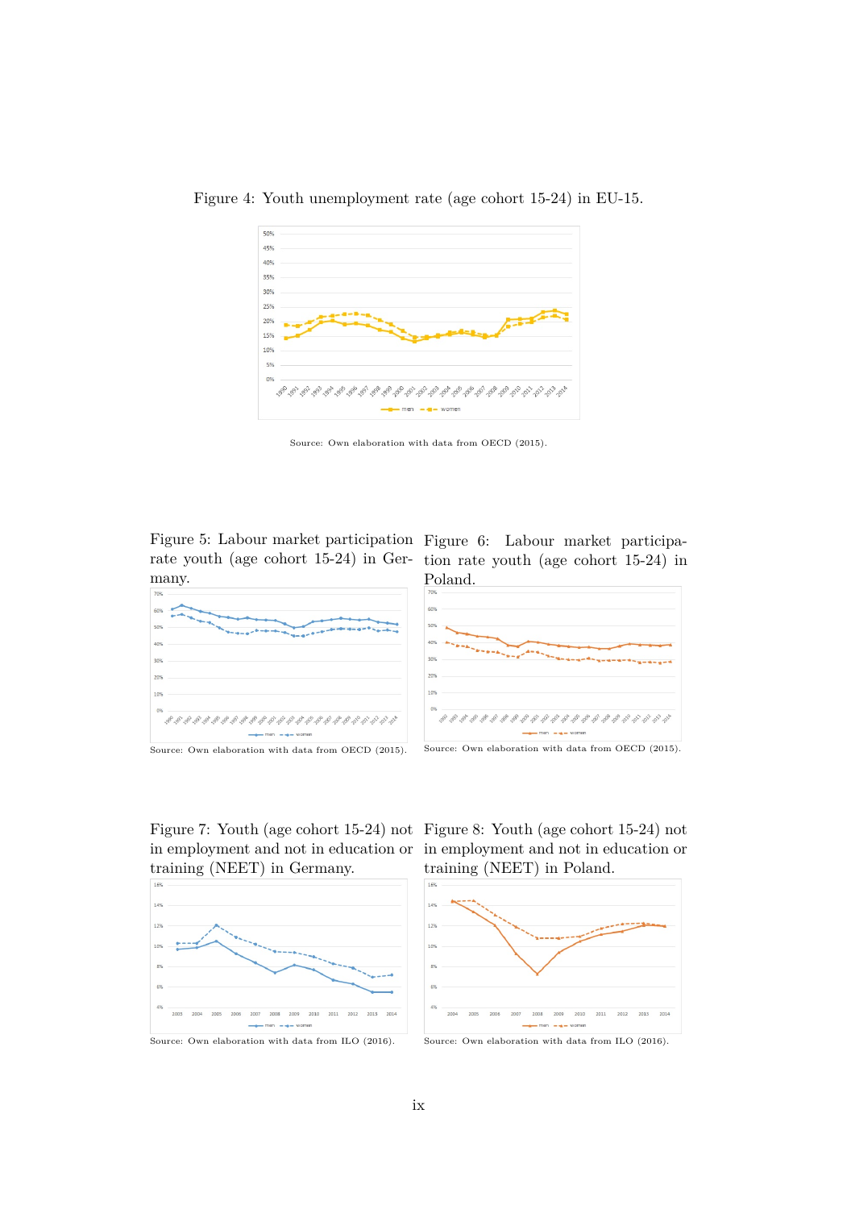Figure 4: Youth unemployment rate (age cohort 15-24) in EU-15.

Source: Own elaboration with data from OECD (2015).

Figure 5: Labour market participation rate youth (age cohort 15-24) in Germany.

Source: Own elaboration with data from OECD (2015).

Figure 6: Labour market participation rate youth (age cohort 15-24) in Poland.

Source: Own elaboration with data from OECD (2015).

Figure 7: Youth (age cohort 15-24) not in employment and not in education or training (NEET) in Germany.

Source: Own elaboration with data from ILO (2016).

Figure 8: Youth (age cohort 15-24) not in employment and not in education or training (NEET) in Poland.

Source: Own elaboration with data from ILO (2016).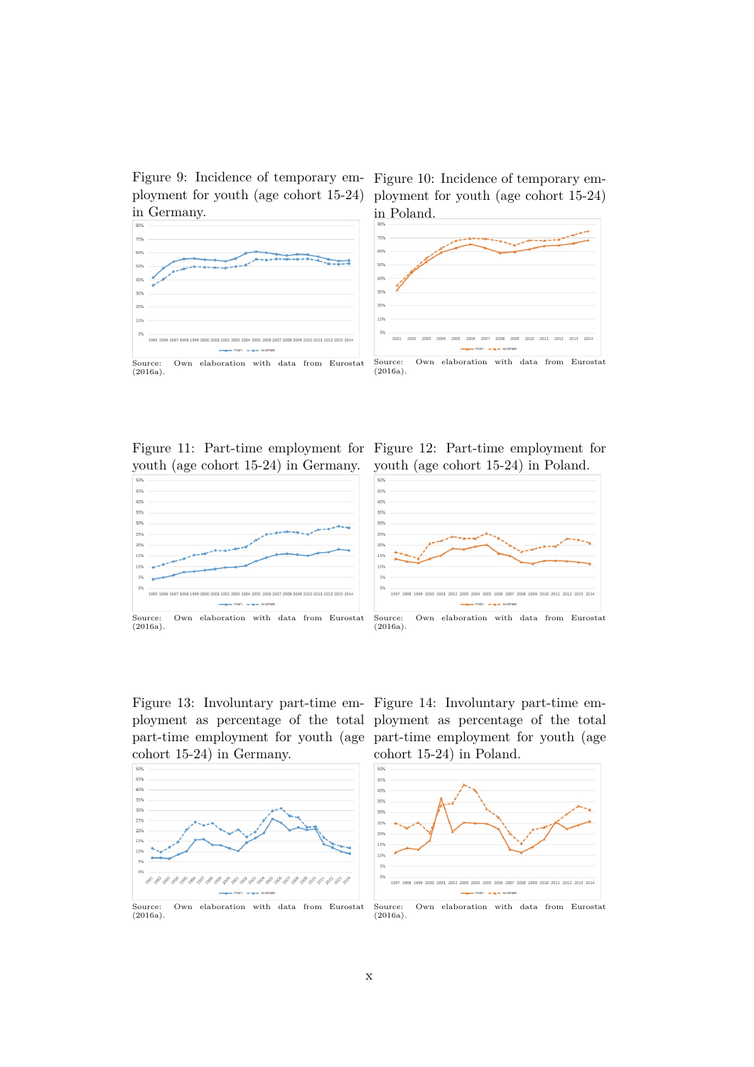Figure 9: Incidence of temporary employment for youth (age cohort 15-24) in Germany.

80%
70%
60%
50%
40%
30%
20%
10%
0%
1995 1996 1997 1998 1999 2000 2001 2002 2003 2004 2005 2006 2007 2008 2009 2010 2011 2012 2013 2014
men women

Source: Own elaboration with data from Eurostat (2016a).

Figure 10: Incidence of temporary employment for youth (age cohort 15-24) in Poland.

80%
70%
60%
50%
40%
30%
20%
10%
0%
2001 2002 2003 2004 2005 2006 2007 2008 2009 2010 2011 2012 2013 2014
men women

Source: Own elaboration with data from Eurostat (2016a).

Figure 11: Part-time employment for youth (age cohort 15-24) in Germany.

50%
45%
40%
35%
30%
25%
20%
15%
10%
5%
0%
1995 1996 1997 1998 1999 2000 2001 2002 2003 2004 2005 2006 2007 2008 2009 2010 2011 2012 2013 2014
men women

Source: Own elaboration with data from Eurostat (2016a).

Figure 12: Part-time employment for youth (age cohort 15-24) in Poland.

50%
45%
40%
35%
30%
25%
20%
15%
10%
5%
0%
1997 1998 1999 2000 2001 2002 2003 2004 2005 2006 2007 2008 2009 2010 2011 2012 2013 2014
men women

Source: Own elaboration with data from Eurostat (2016a).

Figure 13: Involuntary part-time employment as percentage of the total part-time employment for youth (age cohort 15-24) in Germany.

50%
45%
40%
35%
30%
25%
20%
15%
10%
5%
0%
1991 1992 1993 1994 1995 1996 1997 1998 1999 2000 2001 2002 2003 2004 2005 2006 2007 2008 2009 2010 2011 2012 2013 2014
men women

Source: Own elaboration with data from Eurostat (2016a).

Figure 14: Involuntary part-time employment as percentage of the total part-time employment for youth (age cohort 15-24) in Poland.

50%
45%
40%
35%
30%
25%
20%
15%
10%
5%
0%
1997 1998 1999 2000 2001 2002 2003 2004 2005 2006 2007 2008 2009 2010 2011 2012 2013 2014
men women

Source: Own elaboration with data from Eurostat (2016a).